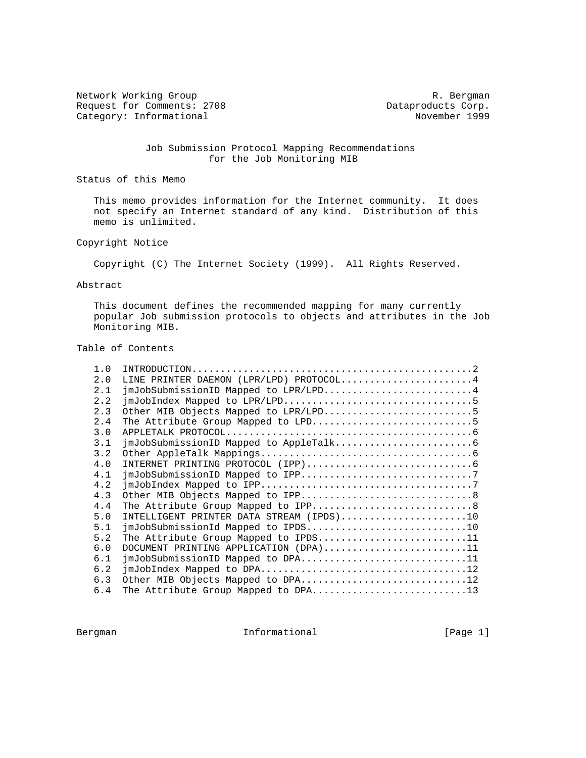Network Working Group R. Bergman
Request for Comments: 2708 Dataproducts Corp.
Category: Informational November 1999

# Job Submission Protocol Mapping Recommendations for the Job Monitoring MIB

## Status of this Memo

This memo provides information for the Internet community. It does not specify an Internet standard of any kind. Distribution of this memo is unlimited.

## Copyright Notice

Copyright (C) The Internet Society (1999). All Rights Reserved.

## Abstract

This document defines the recommended mapping for many currently popular Job submission protocols to objects and attributes in the Job Monitoring MIB.

## Table of Contents

```
1.0  INTRODUCTION.................................................2
2.0  LINE PRINTER DAEMON (LPR/LPD) PROTOCOL.......................4
2.1  jmJobSubmissionID Mapped to LPR/LPD..........................4
2.2  jmJobIndex Mapped to LPR/LPD.................................5
2.3  Other MIB Objects Mapped to LPR/LPD..........................5
2.4  The Attribute Group Mapped to LPD............................5
3.0  APPLETALK PROTOCOL...........................................6
3.1  jmJobSubmissionID Mapped to AppleTalk........................6
3.2  Other AppleTalk Mappings.....................................6
4.0  INTERNET PRINTING PROTOCOL (IPP).............................6
4.1  jmJobSubmissionID Mapped to IPP..............................7
4.2  jmJobIndex Mapped to IPP.....................................7
4.3  Other MIB Objects Mapped to IPP..............................8
4.4  The Attribute Group Mapped to IPP............................8
5.0  INTELLIGENT PRINTER DATA STREAM (IPDS)......................10
5.1  jmJobSubmissionId Mapped to IPDS............................10
5.2  The Attribute Group Mapped to IPDS..........................11
6.0  DOCUMENT PRINTING APPLICATION (DPA).........................11
6.1  jmJobSubmissionID Mapped to DPA.............................11
6.2  jmJobIndex Mapped to DPA....................................12
6.3  Other MIB Objects Mapped to DPA.............................12
6.4  The Attribute Group Mapped to DPA...........................13
```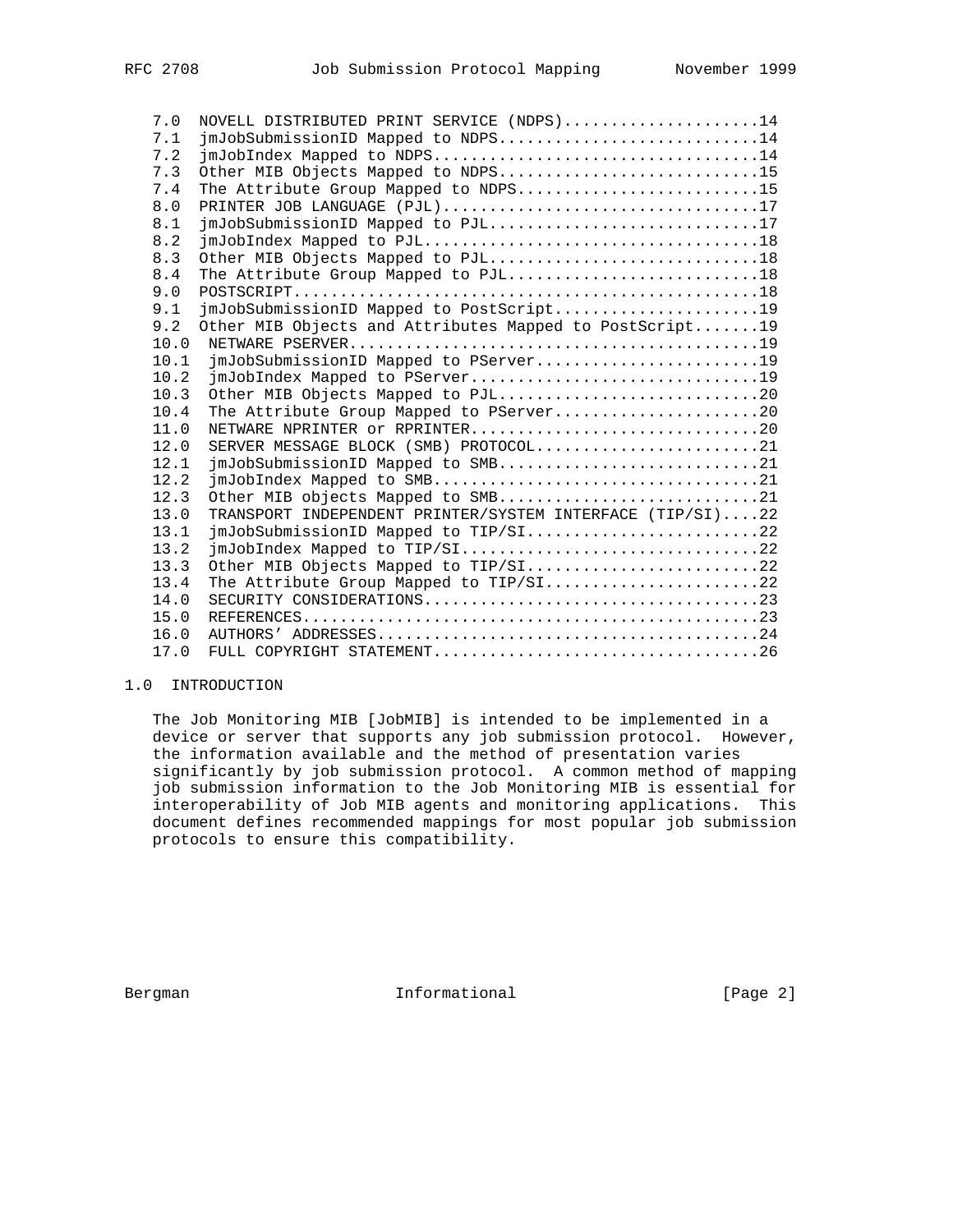```
   7.0  NOVELL DISTRIBUTED PRINT SERVICE (NDPS).....................14
   7.1  jmJobSubmissionID Mapped to NDPS............................14
   7.2  jmJobIndex Mapped to NDPS...................................14
   7.3  Other MIB Objects Mapped to NDPS............................15
   7.4  The Attribute Group Mapped to NDPS..........................15
   8.0  PRINTER JOB LANGUAGE (PJL)..................................17
   8.1  jmJobSubmissionID Mapped to PJL.............................17
   8.2  jmJobIndex Mapped to PJL....................................18
   8.3  Other MIB Objects Mapped to PJL.............................18
   8.4  The Attribute Group Mapped to PJL...........................18
   9.0  POSTSCRIPT..................................................18
   9.1  jmJobSubmissionID Mapped to PostScript......................19
   9.2  Other MIB Objects and Attributes Mapped to PostScript.......19
   10.0  NETWARE PSERVER............................................19
   10.1  jmJobSubmissionID Mapped to PServer........................19
   10.2  jmJobIndex Mapped to PServer...............................19
   10.3  Other MIB Objects Mapped to PJL............................20
   10.4  The Attribute Group Mapped to PServer......................20
   11.0  NETWARE NPRINTER or RPRINTER...............................20
   12.0  SERVER MESSAGE BLOCK (SMB) PROTOCOL........................21
   12.1  jmJobSubmissionID Mapped to SMB............................21
   12.2  jmJobIndex Mapped to SMB...................................21
   12.3  Other MIB objects Mapped to SMB............................21
   13.0  TRANSPORT INDEPENDENT PRINTER/SYSTEM INTERFACE (TIP/SI)....22
   13.1  jmJobSubmissionID Mapped to TIP/SI.........................22
   13.2  jmJobIndex Mapped to TIP/SI................................22
   13.3  Other MIB Objects Mapped to TIP/SI.........................22
   13.4  The Attribute Group Mapped to TIP/SI.......................22
   14.0  SECURITY CONSIDERATIONS....................................23
   15.0  REFERENCES.................................................23
   16.0  AUTHORS' ADDRESSES.........................................24
   17.0  FULL COPYRIGHT STATEMENT...................................26
```

## 1.0 INTRODUCTION

The Job Monitoring MIB [JobMIB] is intended to be implemented in a device or server that supports any job submission protocol. However, the information available and the method of presentation varies significantly by job submission protocol. A common method of mapping job submission information to the Job Monitoring MIB is essential for interoperability of Job MIB agents and monitoring applications. This document defines recommended mappings for most popular job submission protocols to ensure this compatibility.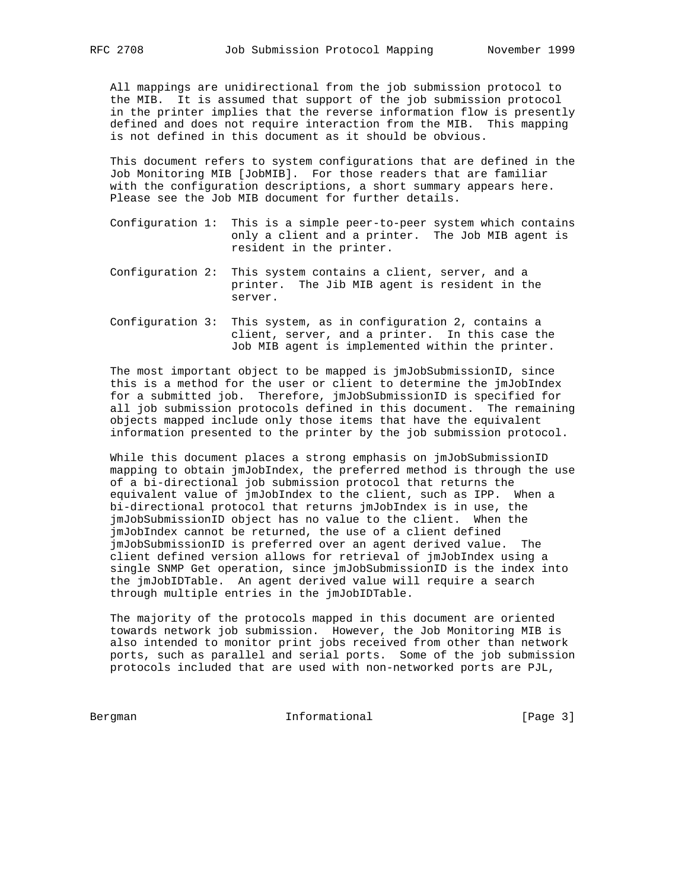All mappings are unidirectional from the job submission protocol to the MIB. It is assumed that support of the job submission protocol in the printer implies that the reverse information flow is presently defined and does not require interaction from the MIB. This mapping is not defined in this document as it should be obvious.

This document refers to system configurations that are defined in the Job Monitoring MIB [JobMIB]. For those readers that are familiar with the configuration descriptions, a short summary appears here. Please see the Job MIB document for further details.

Configuration 1: This is a simple peer-to-peer system which contains only a client and a printer. The Job MIB agent is resident in the printer.

Configuration 2: This system contains a client, server, and a printer. The Jib MIB agent is resident in the server.

Configuration 3: This system, as in configuration 2, contains a client, server, and a printer. In this case the Job MIB agent is implemented within the printer.

The most important object to be mapped is jmJobSubmissionID, since this is a method for the user or client to determine the jmJobIndex for a submitted job. Therefore, jmJobSubmissionID is specified for all job submission protocols defined in this document. The remaining objects mapped include only those items that have the equivalent information presented to the printer by the job submission protocol.

While this document places a strong emphasis on jmJobSubmissionID mapping to obtain jmJobIndex, the preferred method is through the use of a bi-directional job submission protocol that returns the equivalent value of jmJobIndex to the client, such as IPP. When a bi-directional protocol that returns jmJobIndex is in use, the jmJobSubmissionID object has no value to the client. When the jmJobIndex cannot be returned, the use of a client defined jmJobSubmissionID is preferred over an agent derived value. The client defined version allows for retrieval of jmJobIndex using a single SNMP Get operation, since jmJobSubmissionID is the index into the jmJobIDTable. An agent derived value will require a search through multiple entries in the jmJobIDTable.

The majority of the protocols mapped in this document are oriented towards network job submission. However, the Job Monitoring MIB is also intended to monitor print jobs received from other than network ports, such as parallel and serial ports. Some of the job submission protocols included that are used with non-networked ports are PJL,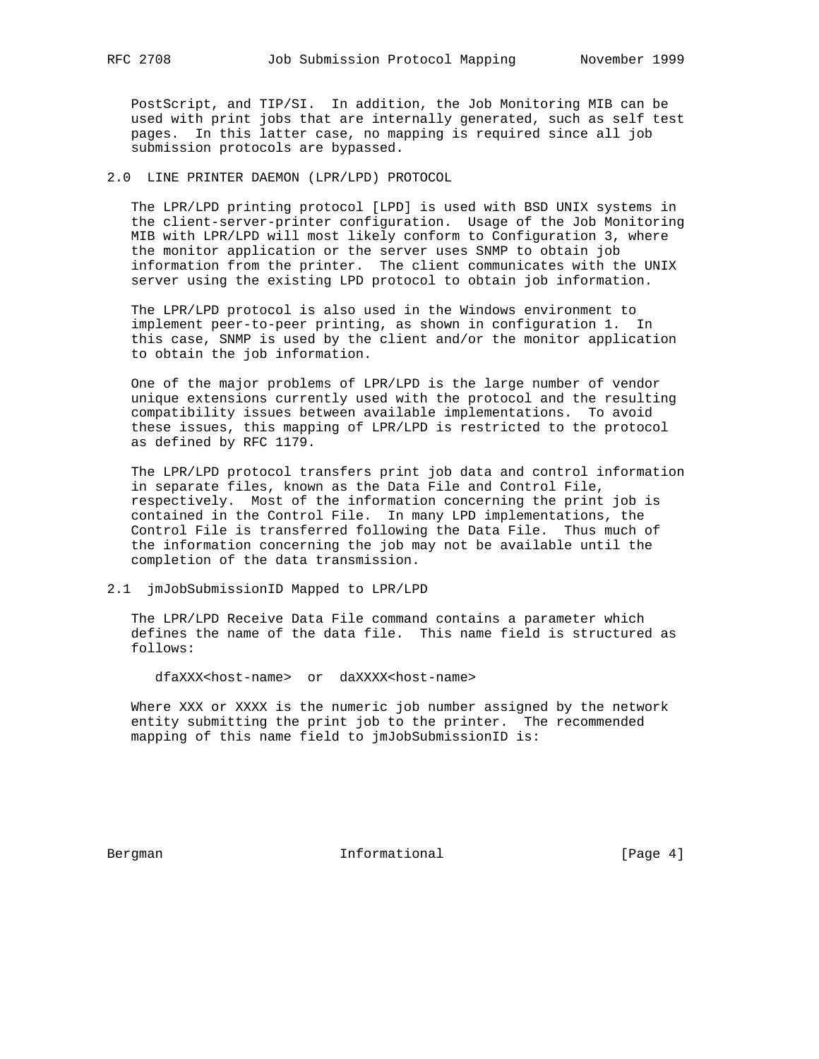PostScript, and TIP/SI. In addition, the Job Monitoring MIB can be used with print jobs that are internally generated, such as self test pages. In this latter case, no mapping is required since all job submission protocols are bypassed.

## 2.0 LINE PRINTER DAEMON (LPR/LPD) PROTOCOL

The LPR/LPD printing protocol [LPD] is used with BSD UNIX systems in the client-server-printer configuration. Usage of the Job Monitoring MIB with LPR/LPD will most likely conform to Configuration 3, where the monitor application or the server uses SNMP to obtain job information from the printer. The client communicates with the UNIX server using the existing LPD protocol to obtain job information.

The LPR/LPD protocol is also used in the Windows environment to implement peer-to-peer printing, as shown in configuration 1. In this case, SNMP is used by the client and/or the monitor application to obtain the job information.

One of the major problems of LPR/LPD is the large number of vendor unique extensions currently used with the protocol and the resulting compatibility issues between available implementations. To avoid these issues, this mapping of LPR/LPD is restricted to the protocol as defined by RFC 1179.

The LPR/LPD protocol transfers print job data and control information in separate files, known as the Data File and Control File, respectively. Most of the information concerning the print job is contained in the Control File. In many LPD implementations, the Control File is transferred following the Data File. Thus much of the information concerning the job may not be available until the completion of the data transmission.

### 2.1 jmJobSubmissionID Mapped to LPR/LPD

The LPR/LPD Receive Data File command contains a parameter which defines the name of the data file. This name field is structured as follows:

```
dfaXXX<host-name>  or  daXXXX<host-name>
```

Where XXX or XXXX is the numeric job number assigned by the network entity submitting the print job to the printer. The recommended mapping of this name field to jmJobSubmissionID is: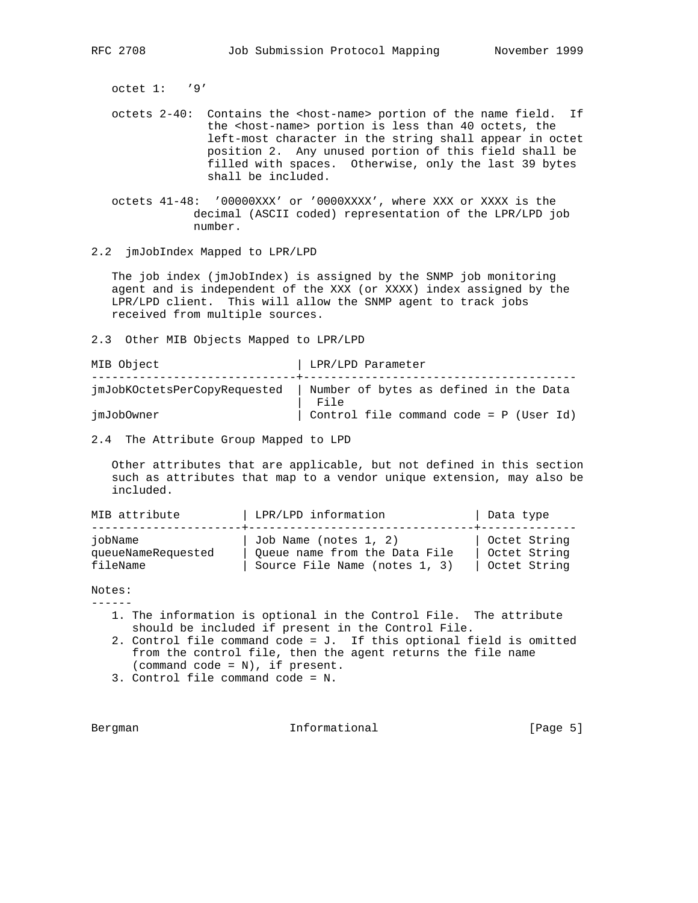octet 1: '9'

octets 2-40: Contains the <host-name> portion of the name field. If the <host-name> portion is less than 40 octets, the left-most character in the string shall appear in octet position 2. Any unused portion of this field shall be filled with spaces. Otherwise, only the last 39 bytes shall be included.

octets 41-48: '00000XXX' or '0000XXXX', where XXX or XXXX is the decimal (ASCII coded) representation of the LPR/LPD job number.

## 2.2 jmJobIndex Mapped to LPR/LPD

The job index (jmJobIndex) is assigned by the SNMP job monitoring agent and is independent of the XXX (or XXXX) index assigned by the LPR/LPD client. This will allow the SNMP agent to track jobs received from multiple sources.

## 2.3 Other MIB Objects Mapped to LPR/LPD

| MIB Object | LPR/LPD Parameter |
| --- | --- |
| jmJobKOctetsPerCopyRequested | Number of bytes as defined in the Data File |
| jmJobOwner | Control file command code = P (User Id) |

## 2.4 The Attribute Group Mapped to LPD

Other attributes that are applicable, but not defined in this section such as attributes that map to a vendor unique extension, may also be included.

| MIB attribute | LPR/LPD information | Data type |
| --- | --- | --- |
| jobName | Job Name (notes 1, 2) | Octet String |
| queueNameRequested | Queue name from the Data File | Octet String |
| fileName | Source File Name (notes 1, 3) | Octet String |

Notes:

1. The information is optional in the Control File. The attribute should be included if present in the Control File.
2. Control file command code = J. If this optional field is omitted from the control file, then the agent returns the file name (command code = N), if present.
3. Control file command code = N.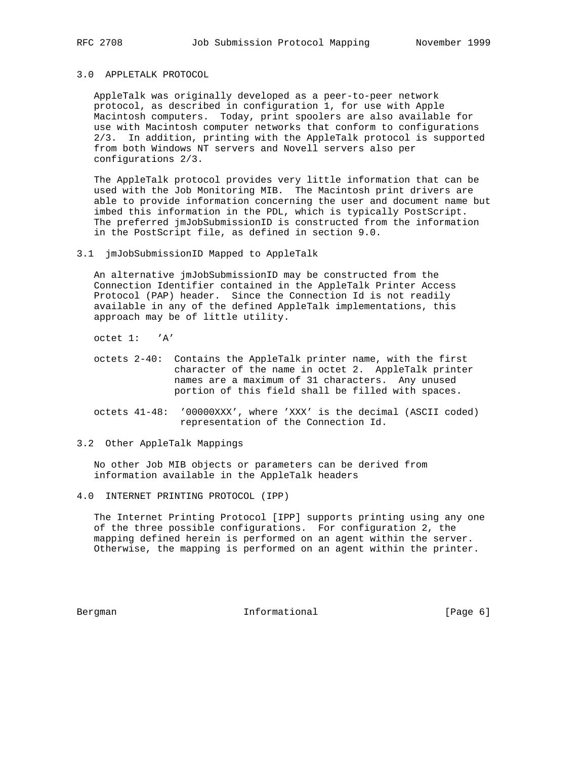## 3.0 APPLETALK PROTOCOL

AppleTalk was originally developed as a peer-to-peer network protocol, as described in configuration 1, for use with Apple Macintosh computers. Today, print spoolers are also available for use with Macintosh computer networks that conform to configurations 2/3. In addition, printing with the AppleTalk protocol is supported from both Windows NT servers and Novell servers also per configurations 2/3.

The AppleTalk protocol provides very little information that can be used with the Job Monitoring MIB. The Macintosh print drivers are able to provide information concerning the user and document name but imbed this information in the PDL, which is typically PostScript. The preferred jmJobSubmissionID is constructed from the information in the PostScript file, as defined in section 9.0.

### 3.1 jmJobSubmissionID Mapped to AppleTalk

An alternative jmJobSubmissionID may be constructed from the Connection Identifier contained in the AppleTalk Printer Access Protocol (PAP) header. Since the Connection Id is not readily available in any of the defined AppleTalk implementations, this approach may be of little utility.

octet 1: 'A'

octets 2-40: Contains the AppleTalk printer name, with the first character of the name in octet 2. AppleTalk printer names are a maximum of 31 characters. Any unused portion of this field shall be filled with spaces.

octets 41-48: '00000XXX', where 'XXX' is the decimal (ASCII coded) representation of the Connection Id.

### 3.2 Other AppleTalk Mappings

No other Job MIB objects or parameters can be derived from information available in the AppleTalk headers

## 4.0 INTERNET PRINTING PROTOCOL (IPP)

The Internet Printing Protocol [IPP] supports printing using any one of the three possible configurations. For configuration 2, the mapping defined herein is performed on an agent within the server. Otherwise, the mapping is performed on an agent within the printer.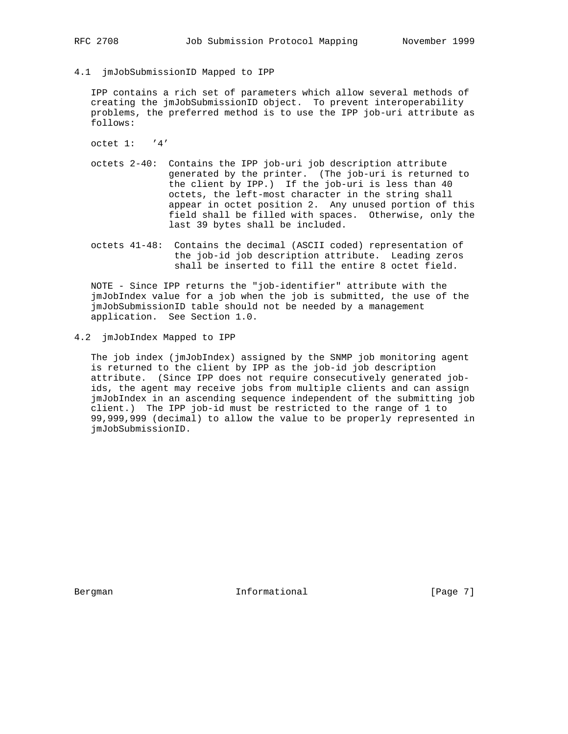### 4.1 jmJobSubmissionID Mapped to IPP

IPP contains a rich set of parameters which allow several methods of creating the jmJobSubmissionID object. To prevent interoperability problems, the preferred method is to use the IPP job-uri attribute as follows:

octet 1: '4'

octets 2-40: Contains the IPP job-uri job description attribute generated by the printer. (The job-uri is returned to the client by IPP.) If the job-uri is less than 40 octets, the left-most character in the string shall appear in octet position 2. Any unused portion of this field shall be filled with spaces. Otherwise, only the last 39 bytes shall be included.

octets 41-48: Contains the decimal (ASCII coded) representation of the job-id job description attribute. Leading zeros shall be inserted to fill the entire 8 octet field.

NOTE - Since IPP returns the "job-identifier" attribute with the jmJobIndex value for a job when the job is submitted, the use of the jmJobSubmissionID table should not be needed by a management application. See Section 1.0.

### 4.2 jmJobIndex Mapped to IPP

The job index (jmJobIndex) assigned by the SNMP job monitoring agent is returned to the client by IPP as the job-id job description attribute. (Since IPP does not require consecutively generated job-ids, the agent may receive jobs from multiple clients and can assign jmJobIndex in an ascending sequence independent of the submitting job client.) The IPP job-id must be restricted to the range of 1 to 99,999,999 (decimal) to allow the value to be properly represented in jmJobSubmissionID.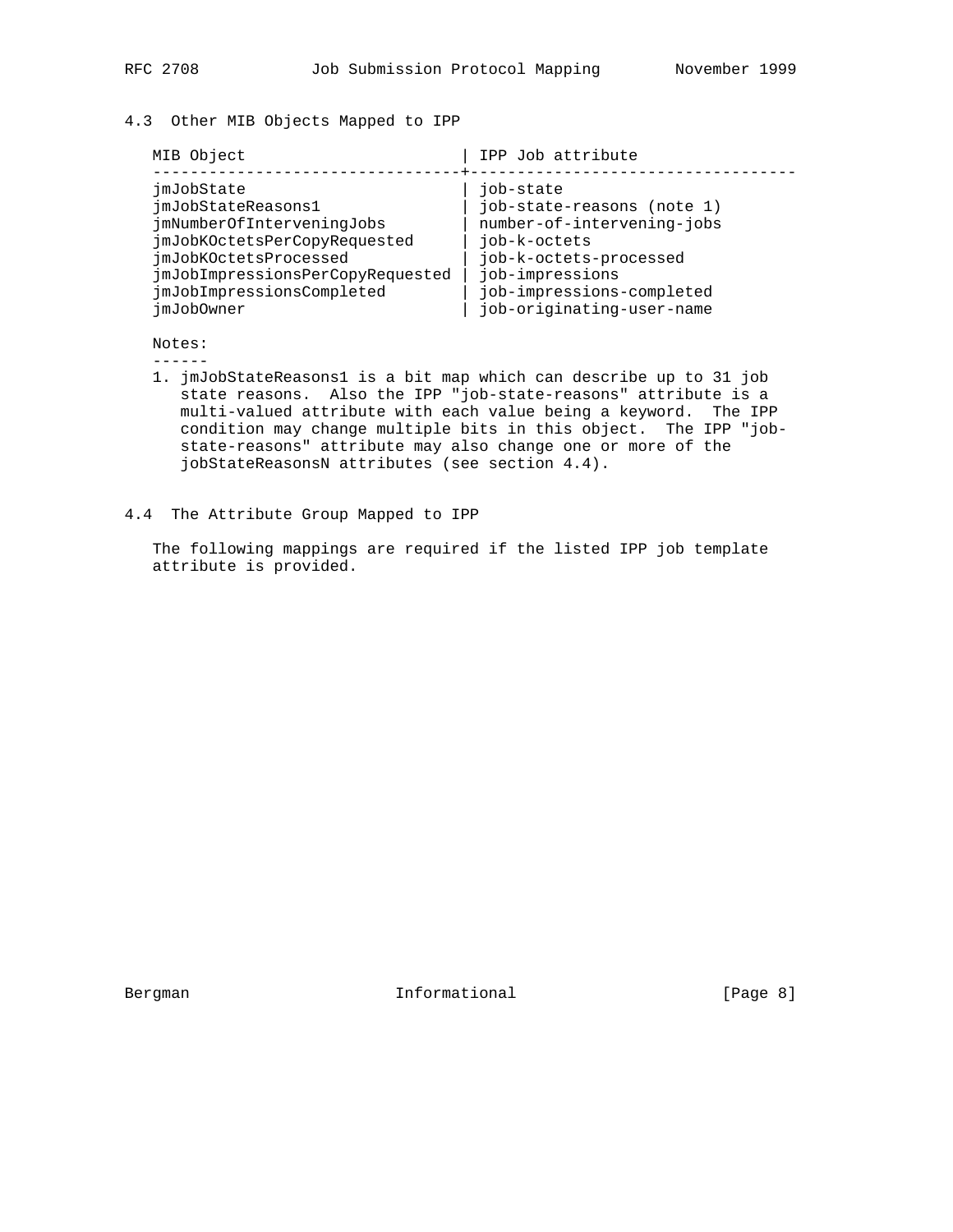### 4.3 Other MIB Objects Mapped to IPP

| MIB Object | IPP Job attribute |
| --- | --- |
| jmJobState | job-state |
| jmJobStateReasons1 | job-state-reasons (note 1) |
| jmNumberOfInterveningJobs | number-of-intervening-jobs |
| jmJobKOctetsPerCopyRequested | job-k-octets |
| jmJobKOctetsProcessed | job-k-octets-processed |
| jmJobImpressionsPerCopyRequested | job-impressions |
| jmJobImpressionsCompleted | job-impressions-completed |
| jmJobOwner | job-originating-user-name |

Notes:

1. jmJobStateReasons1 is a bit map which can describe up to 31 job state reasons. Also the IPP "job-state-reasons" attribute is a multi-valued attribute with each value being a keyword. The IPP condition may change multiple bits in this object. The IPP "job-state-reasons" attribute may also change one or more of the jobStateReasonsN attributes (see section 4.4).

### 4.4 The Attribute Group Mapped to IPP

The following mappings are required if the listed IPP job template attribute is provided.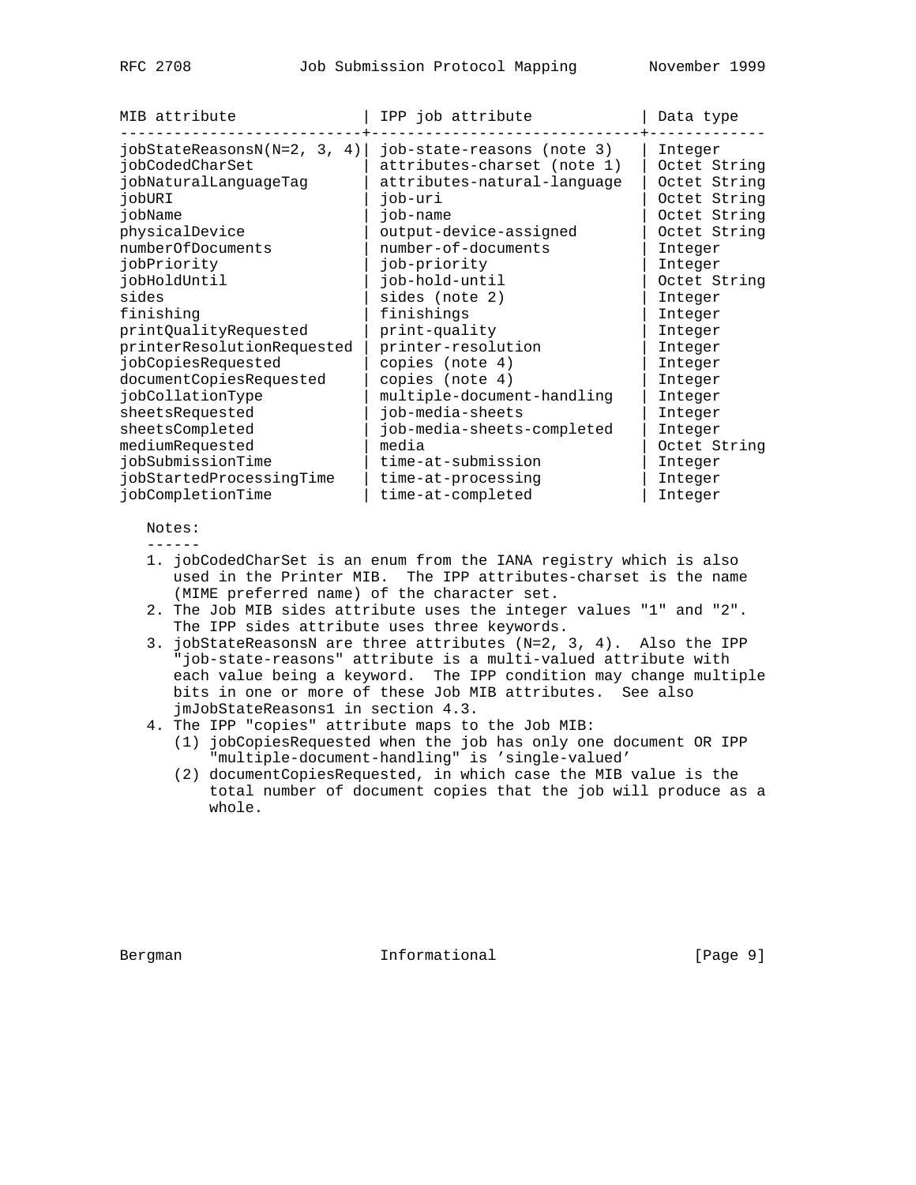| MIB attribute | IPP job attribute | Data type |
|---|---|---|
| jobStateReasonsN(N=2, 3, 4) | job-state-reasons (note 3) | Integer |
| jobCodedCharSet | attributes-charset (note 1) | Octet String |
| jobNaturalLanguageTag | attributes-natural-language | Octet String |
| jobURI | job-uri | Octet String |
| jobName | job-name | Octet String |
| physicalDevice | output-device-assigned | Octet String |
| numberOfDocuments | number-of-documents | Integer |
| jobPriority | job-priority | Integer |
| jobHoldUntil | job-hold-until | Octet String |
| sides | sides (note 2) | Integer |
| finishing | finishings | Integer |
| printQualityRequested | print-quality | Integer |
| printerResolutionRequested | printer-resolution | Integer |
| jobCopiesRequested | copies (note 4) | Integer |
| documentCopiesRequested | copies (note 4) | Integer |
| jobCollationType | multiple-document-handling | Integer |
| sheetsRequested | job-media-sheets | Integer |
| sheetsCompleted | job-media-sheets-completed | Integer |
| mediumRequested | media | Octet String |
| jobSubmissionTime | time-at-submission | Integer |
| jobStartedProcessingTime | time-at-processing | Integer |
| jobCompletionTime | time-at-completed | Integer |

Notes:

1. jobCodedCharSet is an enum from the IANA registry which is also used in the Printer MIB. The IPP attributes-charset is the name (MIME preferred name) of the character set.
2. The Job MIB sides attribute uses the integer values "1" and "2". The IPP sides attribute uses three keywords.
3. jobStateReasonsN are three attributes (N=2, 3, 4). Also the IPP "job-state-reasons" attribute is a multi-valued attribute with each value being a keyword. The IPP condition may change multiple bits in one or more of these Job MIB attributes. See also jmJobStateReasons1 in section 4.3.
4. The IPP "copies" attribute maps to the Job MIB:
   (1) jobCopiesRequested when the job has only one document OR IPP "multiple-document-handling" is 'single-valued'
   (2) documentCopiesRequested, in which case the MIB value is the total number of document copies that the job will produce as a whole.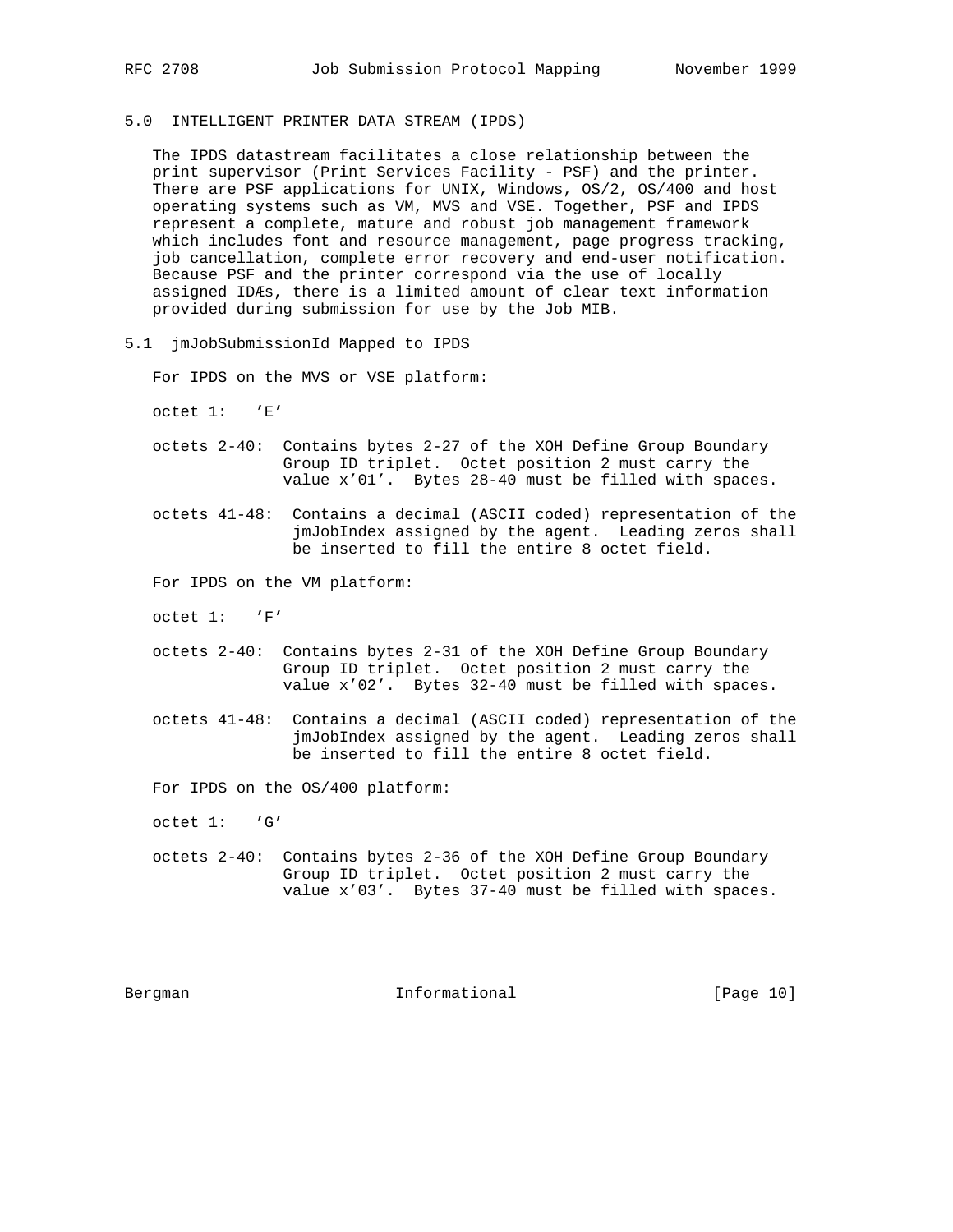## 5.0 INTELLIGENT PRINTER DATA STREAM (IPDS)

The IPDS datastream facilitates a close relationship between the print supervisor (Print Services Facility - PSF) and the printer. There are PSF applications for UNIX, Windows, OS/2, OS/400 and host operating systems such as VM, MVS and VSE. Together, PSF and IPDS represent a complete, mature and robust job management framework which includes font and resource management, page progress tracking, job cancellation, complete error recovery and end-user notification. Because PSF and the printer correspond via the use of locally assigned IDÆs, there is a limited amount of clear text information provided during submission for use by the Job MIB.

### 5.1 jmJobSubmissionId Mapped to IPDS

For IPDS on the MVS or VSE platform:

octet 1: 'E'

octets 2-40: Contains bytes 2-27 of the XOH Define Group Boundary Group ID triplet. Octet position 2 must carry the value x'01'. Bytes 28-40 must be filled with spaces.

octets 41-48: Contains a decimal (ASCII coded) representation of the jmJobIndex assigned by the agent. Leading zeros shall be inserted to fill the entire 8 octet field.

For IPDS on the VM platform:

octet 1: 'F'

octets 2-40: Contains bytes 2-31 of the XOH Define Group Boundary Group ID triplet. Octet position 2 must carry the value x'02'. Bytes 32-40 must be filled with spaces.

octets 41-48: Contains a decimal (ASCII coded) representation of the jmJobIndex assigned by the agent. Leading zeros shall be inserted to fill the entire 8 octet field.

For IPDS on the OS/400 platform:

octet 1: 'G'

octets 2-40: Contains bytes 2-36 of the XOH Define Group Boundary Group ID triplet. Octet position 2 must carry the value x'03'. Bytes 37-40 must be filled with spaces.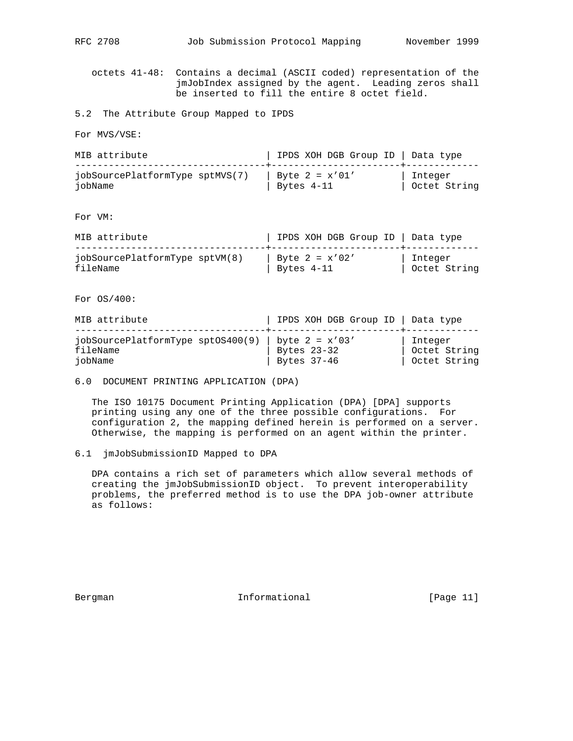octets 41-48: Contains a decimal (ASCII coded) representation of the jmJobIndex assigned by the agent. Leading zeros shall be inserted to fill the entire 8 octet field.

## 5.2 The Attribute Group Mapped to IPDS

For MVS/VSE:

| MIB attribute | IPDS XOH DGB Group ID | Data type |
|---|---|---|
| jobSourcePlatformType sptMVS(7) | Byte 2 = x'01' | Integer |
| jobName | Bytes 4-11 | Octet String |

For VM:

| MIB attribute | IPDS XOH DGB Group ID | Data type |
|---|---|---|
| jobSourcePlatformType sptVM(8) | Byte 2 = x'02' | Integer |
| fileName | Bytes 4-11 | Octet String |

For OS/400:

| MIB attribute | IPDS XOH DGB Group ID | Data type |
|---|---|---|
| jobSourcePlatformType sptOS400(9) | byte 2 = x'03' | Integer |
| fileName | Bytes 23-32 | Octet String |
| jobName | Bytes 37-46 | Octet String |

# 6.0 DOCUMENT PRINTING APPLICATION (DPA)

The ISO 10175 Document Printing Application (DPA) [DPA] supports printing using any one of the three possible configurations. For configuration 2, the mapping defined herein is performed on a server. Otherwise, the mapping is performed on an agent within the printer.

## 6.1 jmJobSubmissionID Mapped to DPA

DPA contains a rich set of parameters which allow several methods of creating the jmJobSubmissionID object. To prevent interoperability problems, the preferred method is to use the DPA job-owner attribute as follows: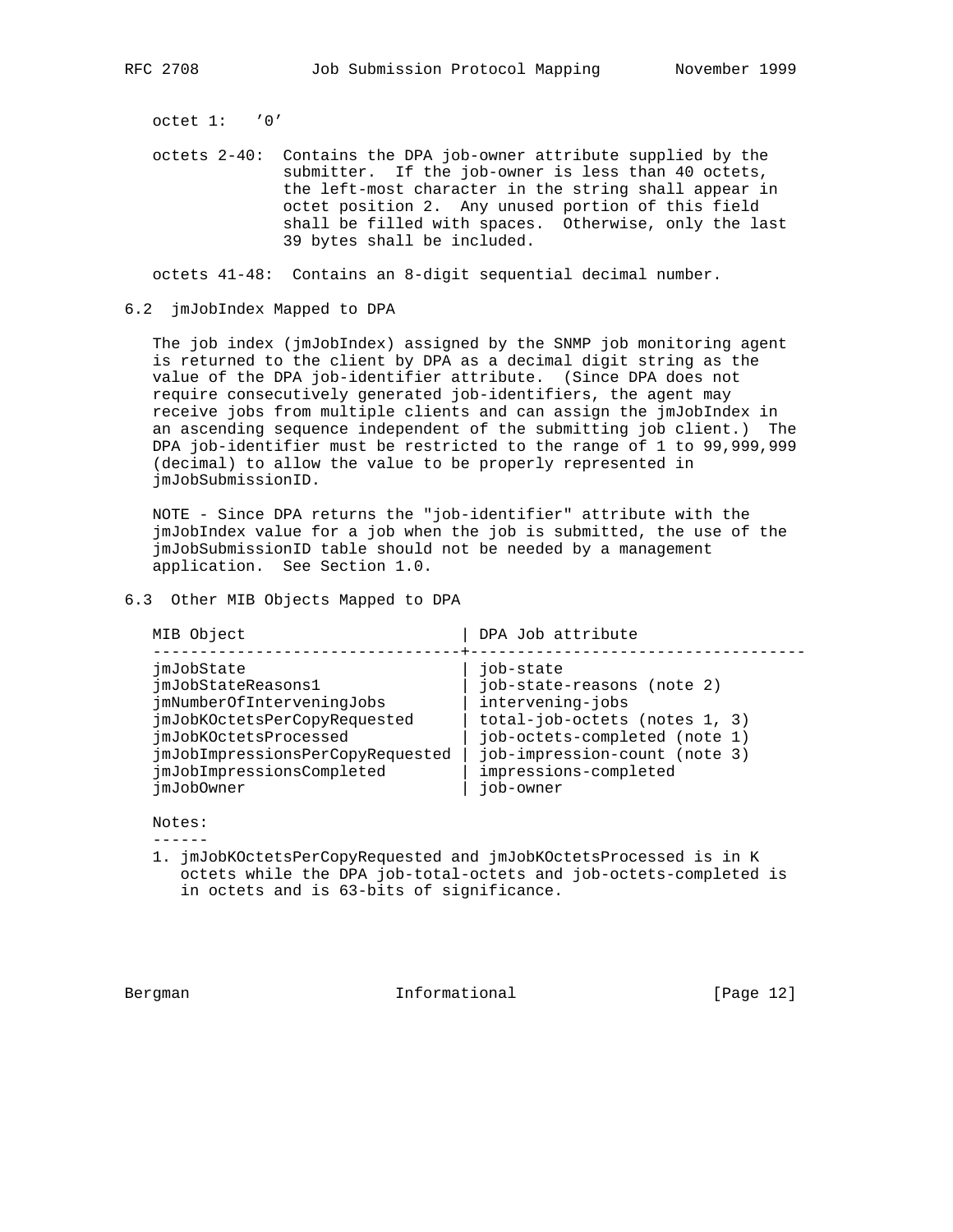octet 1: '0'

octets 2-40: Contains the DPA job-owner attribute supplied by the submitter. If the job-owner is less than 40 octets, the left-most character in the string shall appear in octet position 2. Any unused portion of this field shall be filled with spaces. Otherwise, only the last 39 bytes shall be included.

octets 41-48: Contains an 8-digit sequential decimal number.

## 6.2 jmJobIndex Mapped to DPA

The job index (jmJobIndex) assigned by the SNMP job monitoring agent is returned to the client by DPA as a decimal digit string as the value of the DPA job-identifier attribute. (Since DPA does not require consecutively generated job-identifiers, the agent may receive jobs from multiple clients and can assign the jmJobIndex in an ascending sequence independent of the submitting job client.) The DPA job-identifier must be restricted to the range of 1 to 99,999,999 (decimal) to allow the value to be properly represented in jmJobSubmissionID.

NOTE - Since DPA returns the "job-identifier" attribute with the jmJobIndex value for a job when the job is submitted, the use of the jmJobSubmissionID table should not be needed by a management application. See Section 1.0.

## 6.3 Other MIB Objects Mapped to DPA

| MIB Object | DPA Job attribute |
|---|---|
| jmJobState | job-state |
| jmJobStateReasons1 | job-state-reasons (note 2) |
| jmNumberOfInterveningJobs | intervening-jobs |
| jmJobKOctetsPerCopyRequested | total-job-octets (notes 1, 3) |
| jmJobKOctetsProcessed | job-octets-completed (note 1) |
| jmJobImpressionsPerCopyRequested | job-impression-count (note 3) |
| jmJobImpressionsCompleted | impressions-completed |
| jmJobOwner | job-owner |

Notes:

1. jmJobKOctetsPerCopyRequested and jmJobKOctetsProcessed is in K octets while the DPA job-total-octets and job-octets-completed is in octets and is 63-bits of significance.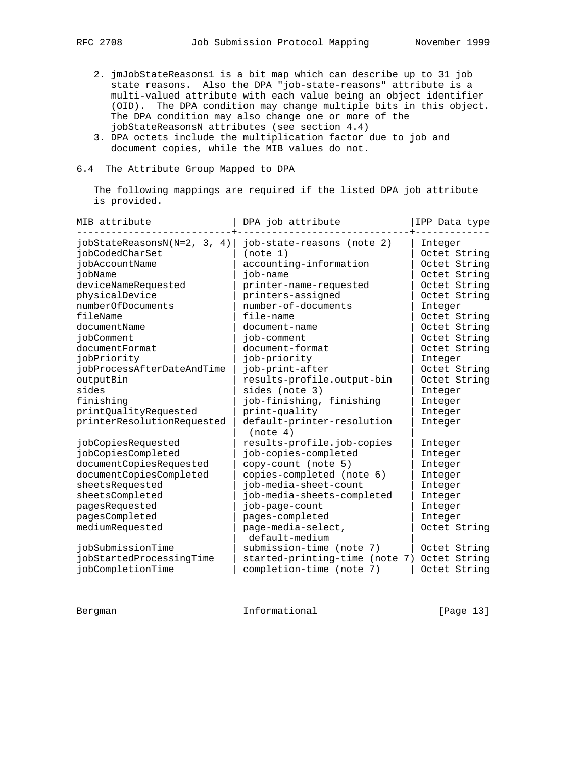2. jmJobStateReasons1 is a bit map which can describe up to 31 job state reasons. Also the DPA "job-state-reasons" attribute is a multi-valued attribute with each value being an object identifier (OID). The DPA condition may change multiple bits in this object. The DPA condition may also change one or more of the jobStateReasonsN attributes (see section 4.4)
3. DPA octets include the multiplication factor due to job and document copies, while the MIB values do not.

## 6.4 The Attribute Group Mapped to DPA

The following mappings are required if the listed DPA job attribute is provided.

| MIB attribute | DPA job attribute | IPP Data type |
|---|---|---|
| jobStateReasonsN(N=2, 3, 4) | job-state-reasons (note 2) | Integer |
| jobCodedCharSet | (note 1) | Octet String |
| jobAccountName | accounting-information | Octet String |
| jobName | job-name | Octet String |
| deviceNameRequested | printer-name-requested | Octet String |
| physicalDevice | printers-assigned | Octet String |
| numberOfDocuments | number-of-documents | Integer |
| fileName | file-name | Octet String |
| documentName | document-name | Octet String |
| jobComment | job-comment | Octet String |
| documentFormat | document-format | Octet String |
| jobPriority | job-priority | Integer |
| jobProcessAfterDateAndTime | job-print-after | Octet String |
| outputBin | results-profile.output-bin | Octet String |
| sides | sides (note 3) | Integer |
| finishing | job-finishing, finishing | Integer |
| printQualityRequested | print-quality | Integer |
| printerResolutionRequested | default-printer-resolution (note 4) | Integer |
| jobCopiesRequested | results-profile.job-copies | Integer |
| jobCopiesCompleted | job-copies-completed | Integer |
| documentCopiesRequested | copy-count (note 5) | Integer |
| documentCopiesCompleted | copies-completed (note 6) | Integer |
| sheetsRequested | job-media-sheet-count | Integer |
| sheetsCompleted | job-media-sheets-completed | Integer |
| pagesRequested | job-page-count | Integer |
| pagesCompleted | pages-completed | Integer |
| mediumRequested | page-media-select, default-medium | Octet String |
| jobSubmissionTime | submission-time (note 7) | Octet String |
| jobStartedProcessingTime | started-printing-time (note 7) | Octet String |
| jobCompletionTime | completion-time (note 7) | Octet String |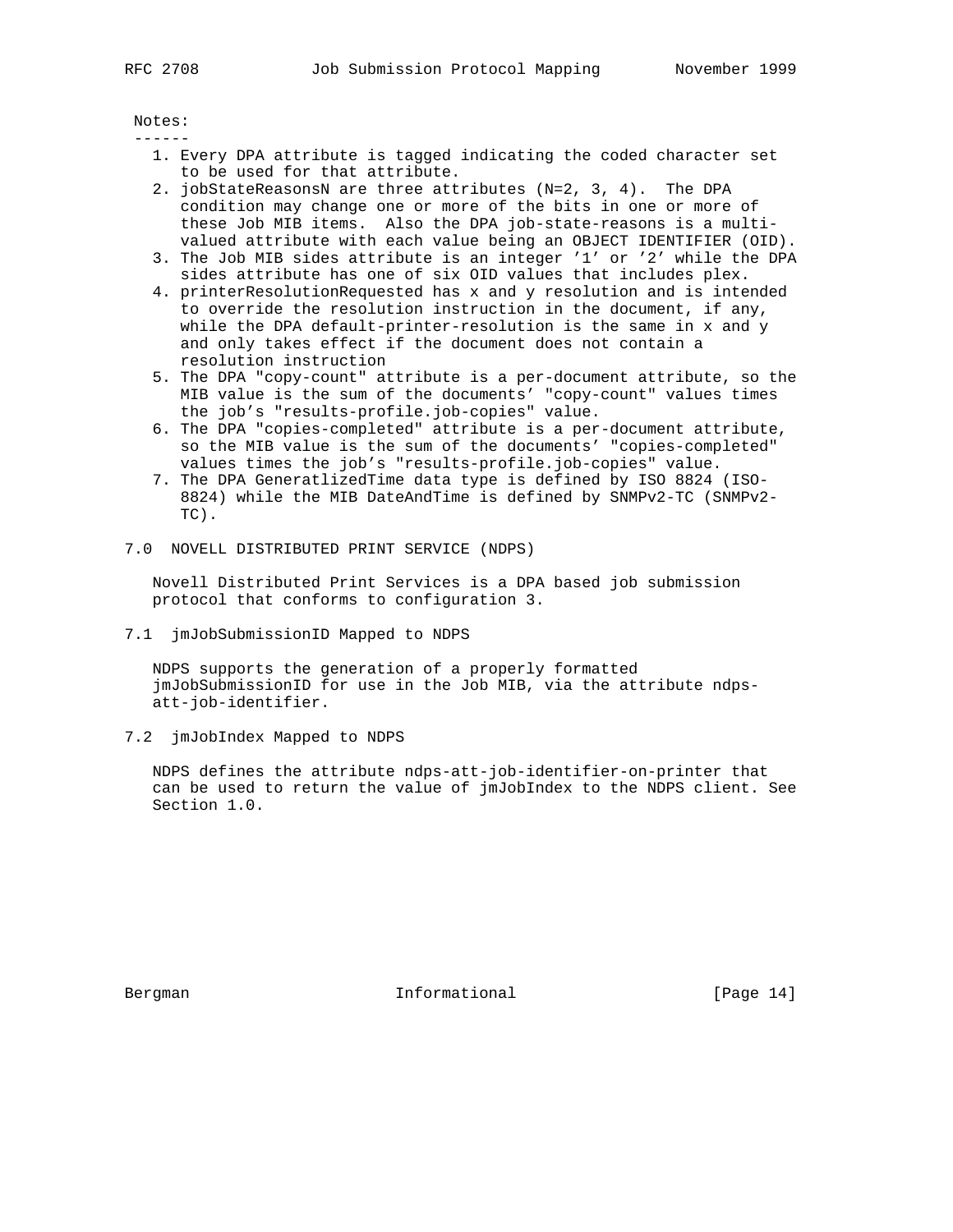Notes:

------

1. Every DPA attribute is tagged indicating the coded character set to be used for that attribute.
2. jobStateReasonsN are three attributes (N=2, 3, 4). The DPA condition may change one or more of the bits in one or more of these Job MIB items. Also the DPA job-state-reasons is a multi-valued attribute with each value being an OBJECT IDENTIFIER (OID).
3. The Job MIB sides attribute is an integer '1' or '2' while the DPA sides attribute has one of six OID values that includes plex.
4. printerResolutionRequested has x and y resolution and is intended to override the resolution instruction in the document, if any, while the DPA default-printer-resolution is the same in x and y and only takes effect if the document does not contain a resolution instruction
5. The DPA "copy-count" attribute is a per-document attribute, so the MIB value is the sum of the documents' "copy-count" values times the job's "results-profile.job-copies" value.
6. The DPA "copies-completed" attribute is a per-document attribute, so the MIB value is the sum of the documents' "copies-completed" values times the job's "results-profile.job-copies" value.
7. The DPA GeneratlizedTime data type is defined by ISO 8824 (ISO-8824) while the MIB DateAndTime is defined by SNMPv2-TC (SNMPv2-TC).

## 7.0 NOVELL DISTRIBUTED PRINT SERVICE (NDPS)

Novell Distributed Print Services is a DPA based job submission protocol that conforms to configuration 3.

### 7.1 jmJobSubmissionID Mapped to NDPS

NDPS supports the generation of a properly formatted jmJobSubmissionID for use in the Job MIB, via the attribute ndps-att-job-identifier.

### 7.2 jmJobIndex Mapped to NDPS

NDPS defines the attribute ndps-att-job-identifier-on-printer that can be used to return the value of jmJobIndex to the NDPS client. See Section 1.0.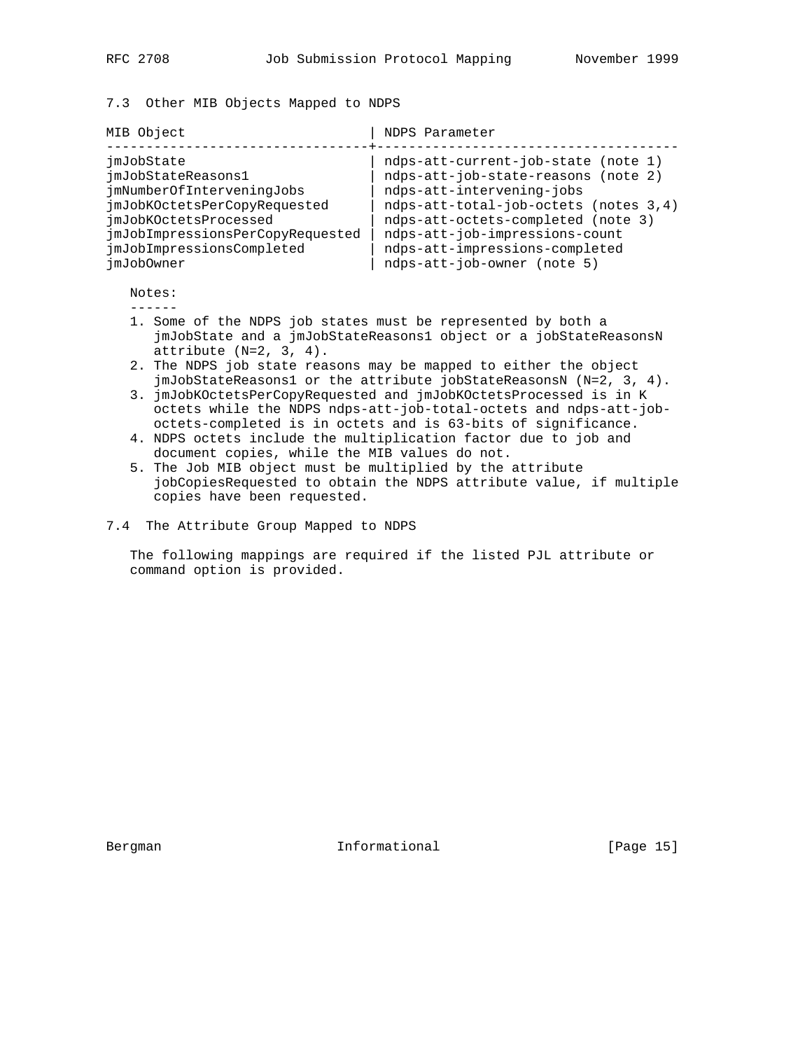### 7.3 Other MIB Objects Mapped to NDPS

| MIB Object | NDPS Parameter |
| --- | --- |
| jmJobState | ndps-att-current-job-state (note 1) |
| jmJobStateReasons1 | ndps-att-job-state-reasons (note 2) |
| jmNumberOfInterveningJobs | ndps-att-intervening-jobs |
| jmJobKOctetsPerCopyRequested | ndps-att-total-job-octets (notes 3,4) |
| jmJobKOctetsProcessed | ndps-att-octets-completed (note 3) |
| jmJobImpressionsPerCopyRequested | ndps-att-job-impressions-count |
| jmJobImpressionsCompleted | ndps-att-impressions-completed |
| jmJobOwner | ndps-att-job-owner (note 5) |

Notes:

1. Some of the NDPS job states must be represented by both a jmJobState and a jmJobStateReasons1 object or a jobStateReasonsN attribute (N=2, 3, 4).
2. The NDPS job state reasons may be mapped to either the object jmJobStateReasons1 or the attribute jobStateReasonsN (N=2, 3, 4).
3. jmJobKOctetsPerCopyRequested and jmJobKOctetsProcessed is in K octets while the NDPS ndps-att-job-total-octets and ndps-att-job-octets-completed is in octets and is 63-bits of significance.
4. NDPS octets include the multiplication factor due to job and document copies, while the MIB values do not.
5. The Job MIB object must be multiplied by the attribute jobCopiesRequested to obtain the NDPS attribute value, if multiple copies have been requested.

### 7.4 The Attribute Group Mapped to NDPS

The following mappings are required if the listed PJL attribute or command option is provided.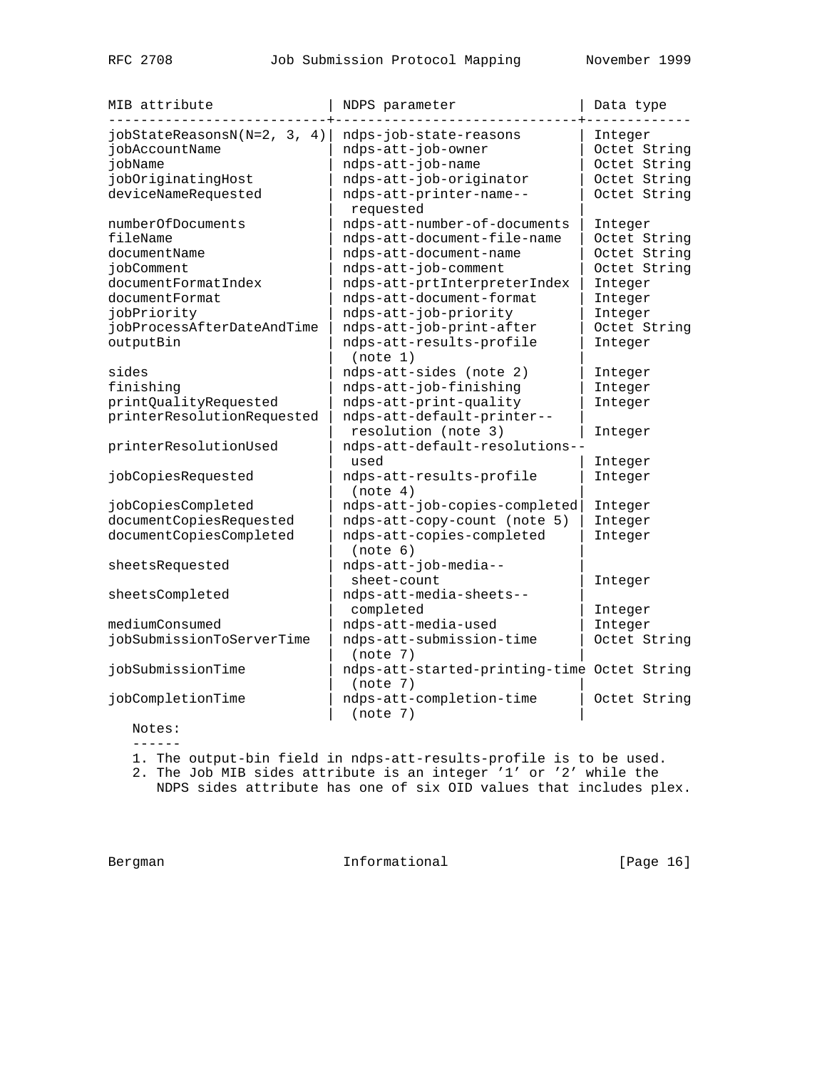| MIB attribute | NDPS parameter | Data type |
| --- | --- | --- |
| jobStateReasonsN(N=2, 3, 4) | ndps-job-state-reasons | Integer |
| jobAccountName | ndps-att-job-owner | Octet String |
| jobName | ndps-att-job-name | Octet String |
| jobOriginatingHost | ndps-att-job-originator | Octet String |
| deviceNameRequested | ndps-att-printer-name--requested | Octet String |
| numberOfDocuments | ndps-att-number-of-documents | Integer |
| fileName | ndps-att-document-file-name | Octet String |
| documentName | ndps-att-document-name | Octet String |
| jobComment | ndps-att-job-comment | Octet String |
| documentFormatIndex | ndps-att-prtInterpreterIndex | Integer |
| documentFormat | ndps-att-document-format | Integer |
| jobPriority | ndps-att-job-priority | Integer |
| jobProcessAfterDateAndTime | ndps-att-job-print-after | Octet String |
| outputBin | ndps-att-results-profile (note 1) | Integer |
| sides | ndps-att-sides (note 2) | Integer |
| finishing | ndps-att-job-finishing | Integer |
| printQualityRequested | ndps-att-print-quality | Integer |
| printerResolutionRequested | ndps-att-default-printer--resolution (note 3) | Integer |
| printerResolutionUsed | ndps-att-default-resolutions--used | Integer |
| jobCopiesRequested | ndps-att-results-profile (note 4) | Integer |
| jobCopiesCompleted | ndps-att-job-copies-completed | Integer |
| documentCopiesRequested | ndps-att-copy-count (note 5) | Integer |
| documentCopiesCompleted | ndps-att-copies-completed (note 6) | Integer |
| sheetsRequested | ndps-att-job-media--sheet-count | Integer |
| sheetsCompleted | ndps-att-media-sheets--completed | Integer |
| mediumConsumed | ndps-att-media-used | Integer |
| jobSubmissionToServerTime | ndps-att-submission-time (note 7) | Octet String |
| jobSubmissionTime | ndps-att-started-printing-time (note 7) | Octet String |
| jobCompletionTime | ndps-att-completion-time (note 7) | Octet String |

Notes:

1. The output-bin field in ndps-att-results-profile is to be used.
2. The Job MIB sides attribute is an integer '1' or '2' while the NDPS sides attribute has one of six OID values that includes plex.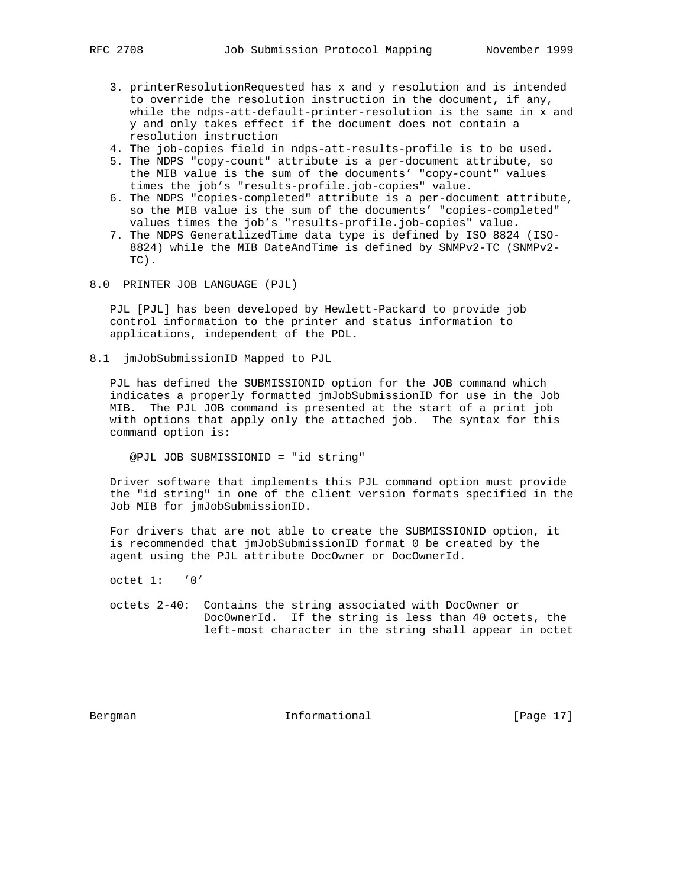3. printerResolutionRequested has x and y resolution and is intended to override the resolution instruction in the document, if any, while the ndps-att-default-printer-resolution is the same in x and y and only takes effect if the document does not contain a resolution instruction
4. The job-copies field in ndps-att-results-profile is to be used.
5. The NDPS "copy-count" attribute is a per-document attribute, so the MIB value is the sum of the documents' "copy-count" values times the job's "results-profile.job-copies" value.
6. The NDPS "copies-completed" attribute is a per-document attribute, so the MIB value is the sum of the documents' "copies-completed" values times the job's "results-profile.job-copies" value.
7. The NDPS GeneratlizedTime data type is defined by ISO 8824 (ISO-8824) while the MIB DateAndTime is defined by SNMPv2-TC (SNMPv2-TC).

## 8.0 PRINTER JOB LANGUAGE (PJL)

PJL [PJL] has been developed by Hewlett-Packard to provide job control information to the printer and status information to applications, independent of the PDL.

### 8.1 jmJobSubmissionID Mapped to PJL

PJL has defined the SUBMISSIONID option for the JOB command which indicates a properly formatted jmJobSubmissionID for use in the Job MIB. The PJL JOB command is presented at the start of a print job with options that apply only the attached job. The syntax for this command option is:

```
@PJL JOB SUBMISSIONID = "id string"
```

Driver software that implements this PJL command option must provide the "id string" in one of the client version formats specified in the Job MIB for jmJobSubmissionID.

For drivers that are not able to create the SUBMISSIONID option, it is recommended that jmJobSubmissionID format 0 be created by the agent using the PJL attribute DocOwner or DocOwnerId.

octet 1: '0'

octets 2-40: Contains the string associated with DocOwner or DocOwnerId. If the string is less than 40 octets, the left-most character in the string shall appear in octet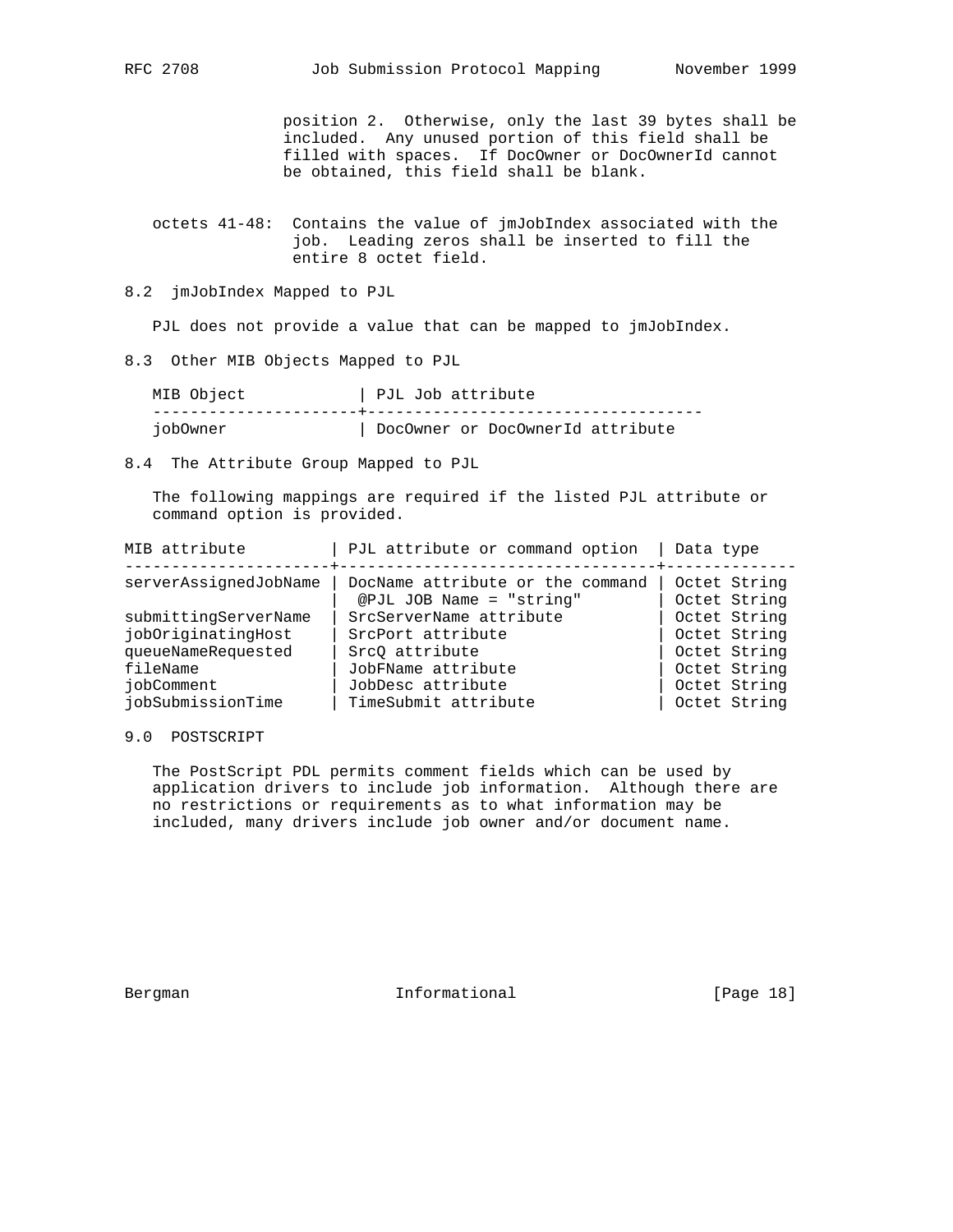position 2. Otherwise, only the last 39 bytes shall be included. Any unused portion of this field shall be filled with spaces. If DocOwner or DocOwnerId cannot be obtained, this field shall be blank.

octets 41-48: Contains the value of jmJobIndex associated with the job. Leading zeros shall be inserted to fill the entire 8 octet field.

## 8.2 jmJobIndex Mapped to PJL

PJL does not provide a value that can be mapped to jmJobIndex.

## 8.3 Other MIB Objects Mapped to PJL

| MIB Object | PJL Job attribute |
|---|---|
| jobOwner | DocOwner or DocOwnerId attribute |

## 8.4 The Attribute Group Mapped to PJL

The following mappings are required if the listed PJL attribute or command option is provided.

| MIB attribute | PJL attribute or command option | Data type |
|---|---|---|
| serverAssignedJobName | DocName attribute or the command | Octet String |
| | @PJL JOB Name = "string" | Octet String |
| submittingServerName | SrcServerName attribute | Octet String |
| jobOriginatingHost | SrcPort attribute | Octet String |
| queueNameRequested | SrcQ attribute | Octet String |
| fileName | JobFName attribute | Octet String |
| jobComment | JobDesc attribute | Octet String |
| jobSubmissionTime | TimeSubmit attribute | Octet String |

# 9.0 POSTSCRIPT

The PostScript PDL permits comment fields which can be used by application drivers to include job information. Although there are no restrictions or requirements as to what information may be included, many drivers include job owner and/or document name.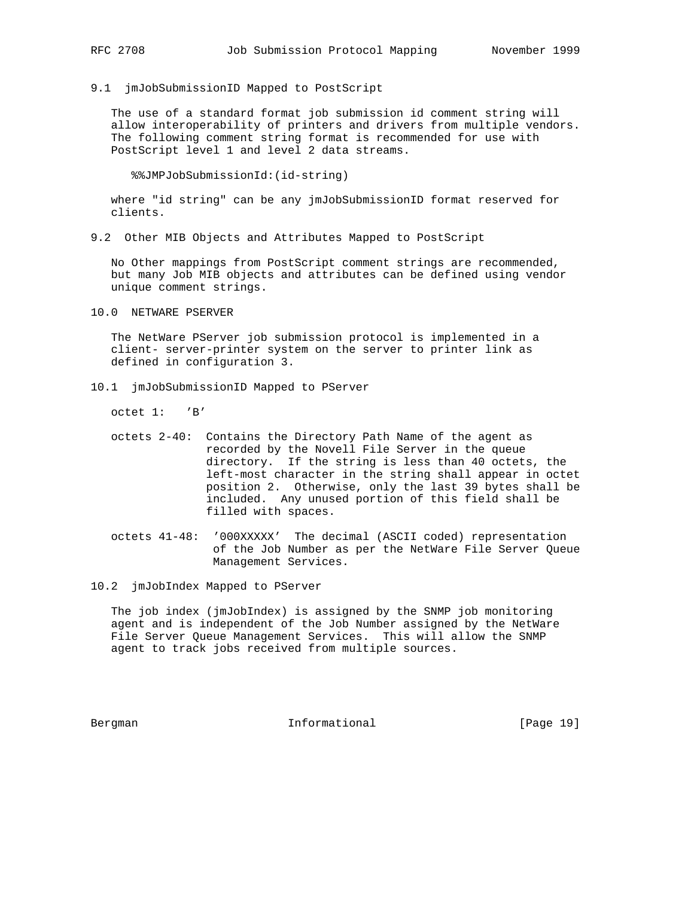### 9.1 jmJobSubmissionID Mapped to PostScript

The use of a standard format job submission id comment string will allow interoperability of printers and drivers from multiple vendors. The following comment string format is recommended for use with PostScript level 1 and level 2 data streams.

```
%%JMPJobSubmissionId:(id-string)
```

where "id string" can be any jmJobSubmissionID format reserved for clients.

### 9.2 Other MIB Objects and Attributes Mapped to PostScript

No Other mappings from PostScript comment strings are recommended, but many Job MIB objects and attributes can be defined using vendor unique comment strings.

## 10.0 NETWARE PSERVER

The NetWare PServer job submission protocol is implemented in a client- server-printer system on the server to printer link as defined in configuration 3.

### 10.1 jmJobSubmissionID Mapped to PServer

```
octet 1:   'B'

octets 2-40:  Contains the Directory Path Name of the agent as
              recorded by the Novell File Server in the queue
              directory.  If the string is less than 40 octets, the
              left-most character in the string shall appear in octet
              position 2.  Otherwise, only the last 39 bytes shall be
              included.  Any unused portion of this field shall be
              filled with spaces.

octets 41-48:  '000XXXXX'  The decimal (ASCII coded) representation
               of the Job Number as per the NetWare File Server Queue
               Management Services.
```

### 10.2 jmJobIndex Mapped to PServer

The job index (jmJobIndex) is assigned by the SNMP job monitoring agent and is independent of the Job Number assigned by the NetWare File Server Queue Management Services. This will allow the SNMP agent to track jobs received from multiple sources.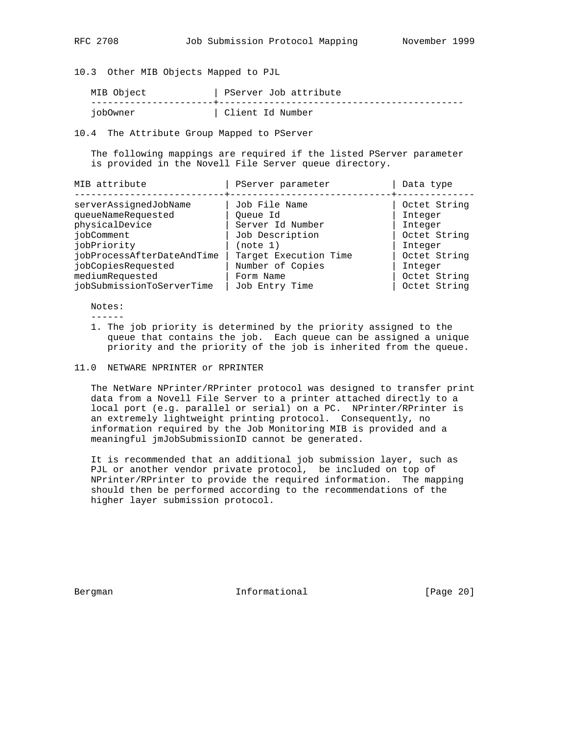### 10.3 Other MIB Objects Mapped to PJL

| MIB Object | PServer Job attribute |
|---|---|
| jobOwner | Client Id Number |

### 10.4 The Attribute Group Mapped to PServer

The following mappings are required if the listed PServer parameter is provided in the Novell File Server queue directory.

| MIB attribute | PServer parameter | Data type |
|---|---|---|
| serverAssignedJobName | Job File Name | Octet String |
| queueNameRequested | Queue Id | Integer |
| physicalDevice | Server Id Number | Integer |
| jobComment | Job Description | Octet String |
| jobPriority | (note 1) | Integer |
| jobProcessAfterDateAndTime | Target Execution Time | Octet String |
| jobCopiesRequested | Number of Copies | Integer |
| mediumRequested | Form Name | Octet String |
| jobSubmissionToServerTime | Job Entry Time | Octet String |

Notes:

1. The job priority is determined by the priority assigned to the queue that contains the job. Each queue can be assigned a unique priority and the priority of the job is inherited from the queue.

## 11.0 NETWARE NPRINTER or RPRINTER

The NetWare NPrinter/RPrinter protocol was designed to transfer print data from a Novell File Server to a printer attached directly to a local port (e.g. parallel or serial) on a PC. NPrinter/RPrinter is an extremely lightweight printing protocol. Consequently, no information required by the Job Monitoring MIB is provided and a meaningful jmJobSubmissionID cannot be generated.

It is recommended that an additional job submission layer, such as PJL or another vendor private protocol, be included on top of NPrinter/RPrinter to provide the required information. The mapping should then be performed according to the recommendations of the higher layer submission protocol.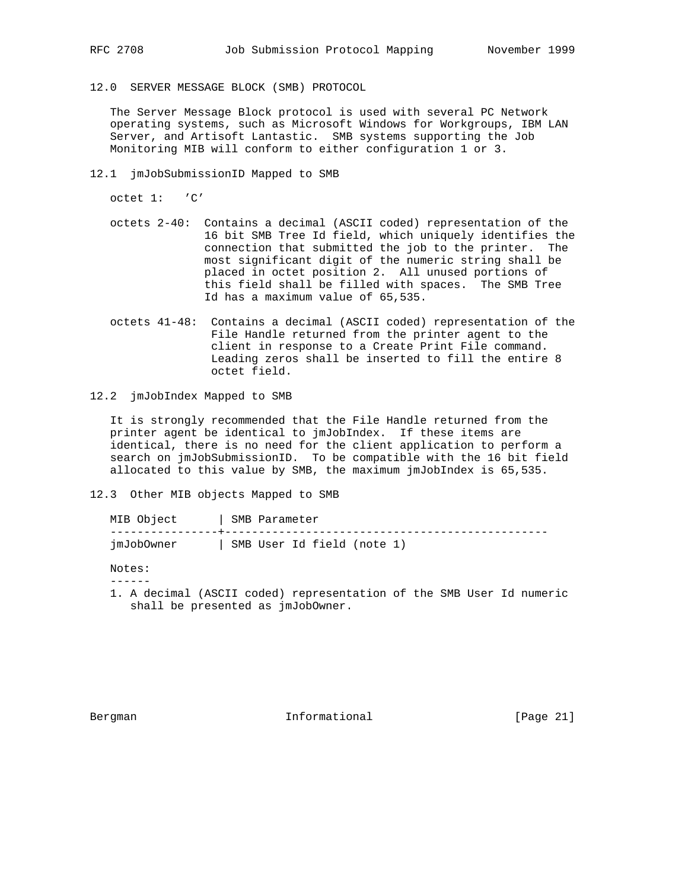## 12.0 SERVER MESSAGE BLOCK (SMB) PROTOCOL

The Server Message Block protocol is used with several PC Network operating systems, such as Microsoft Windows for Workgroups, IBM LAN Server, and Artisoft Lantastic. SMB systems supporting the Job Monitoring MIB will conform to either configuration 1 or 3.

### 12.1 jmJobSubmissionID Mapped to SMB

octet 1: 'C'

octets 2-40: Contains a decimal (ASCII coded) representation of the 16 bit SMB Tree Id field, which uniquely identifies the connection that submitted the job to the printer. The most significant digit of the numeric string shall be placed in octet position 2. All unused portions of this field shall be filled with spaces. The SMB Tree Id has a maximum value of 65,535.

octets 41-48: Contains a decimal (ASCII coded) representation of the File Handle returned from the printer agent to the client in response to a Create Print File command. Leading zeros shall be inserted to fill the entire 8 octet field.

### 12.2 jmJobIndex Mapped to SMB

It is strongly recommended that the File Handle returned from the printer agent be identical to jmJobIndex. If these items are identical, there is no need for the client application to perform a search on jmJobSubmissionID. To be compatible with the 16 bit field allocated to this value by SMB, the maximum jmJobIndex is 65,535.

### 12.3 Other MIB objects Mapped to SMB

| MIB Object | SMB Parameter |
| --- | --- |
| jmJobOwner | SMB User Id field (note 1) |

Notes:

1. A decimal (ASCII coded) representation of the SMB User Id numeric shall be presented as jmJobOwner.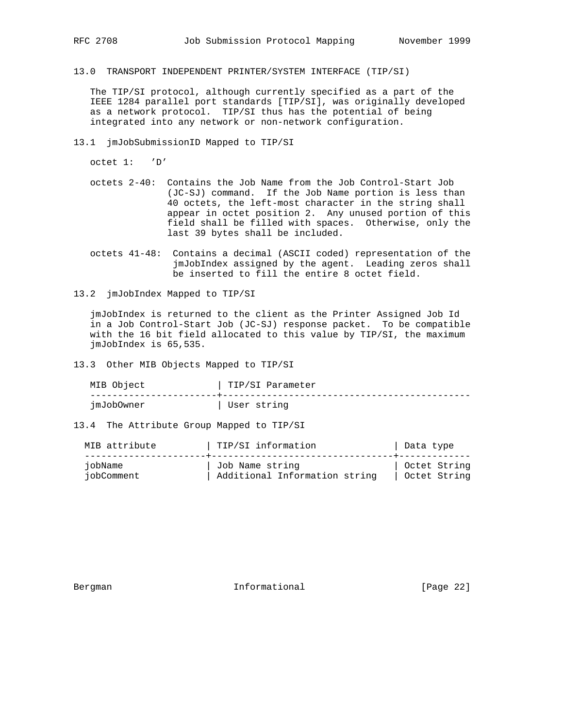## 13.0 TRANSPORT INDEPENDENT PRINTER/SYSTEM INTERFACE (TIP/SI)

The TIP/SI protocol, although currently specified as a part of the IEEE 1284 parallel port standards [TIP/SI], was originally developed as a network protocol. TIP/SI thus has the potential of being integrated into any network or non-network configuration.

### 13.1 jmJobSubmissionID Mapped to TIP/SI

octet 1: 'D'

octets 2-40: Contains the Job Name from the Job Control-Start Job (JC-SJ) command. If the Job Name portion is less than 40 octets, the left-most character in the string shall appear in octet position 2. Any unused portion of this field shall be filled with spaces. Otherwise, only the last 39 bytes shall be included.

octets 41-48: Contains a decimal (ASCII coded) representation of the jmJobIndex assigned by the agent. Leading zeros shall be inserted to fill the entire 8 octet field.

### 13.2 jmJobIndex Mapped to TIP/SI

jmJobIndex is returned to the client as the Printer Assigned Job Id in a Job Control-Start Job (JC-SJ) response packet. To be compatible with the 16 bit field allocated to this value by TIP/SI, the maximum jmJobIndex is 65,535.

### 13.3 Other MIB Objects Mapped to TIP/SI

| MIB Object | TIP/SI Parameter |
|---|---|
| jmJobOwner | User string |

### 13.4 The Attribute Group Mapped to TIP/SI

| MIB attribute | TIP/SI information | Data type |
|---|---|---|
| jobName | Job Name string | Octet String |
| jobComment | Additional Information string | Octet String |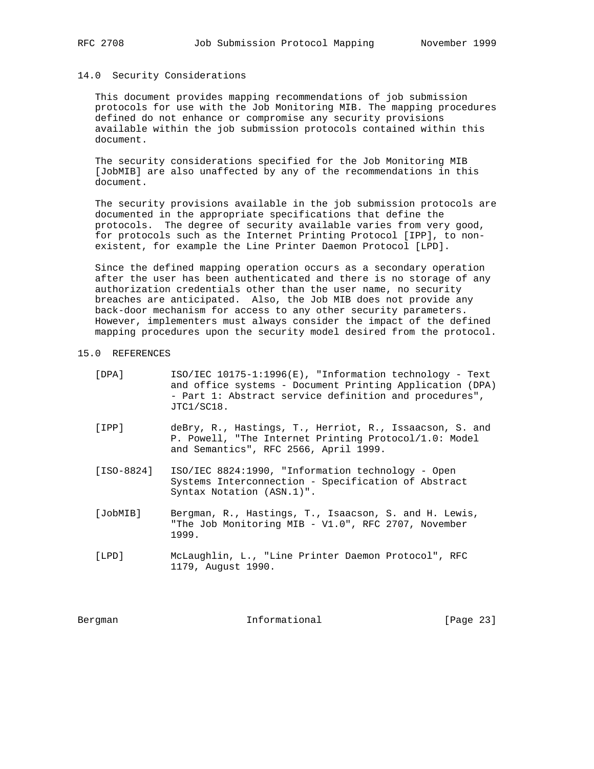## 14.0 Security Considerations

This document provides mapping recommendations of job submission protocols for use with the Job Monitoring MIB. The mapping procedures defined do not enhance or compromise any security provisions available within the job submission protocols contained within this document.

The security considerations specified for the Job Monitoring MIB [JobMIB] are also unaffected by any of the recommendations in this document.

The security provisions available in the job submission protocols are documented in the appropriate specifications that define the protocols. The degree of security available varies from very good, for protocols such as the Internet Printing Protocol [IPP], to non-existent, for example the Line Printer Daemon Protocol [LPD].

Since the defined mapping operation occurs as a secondary operation after the user has been authenticated and there is no storage of any authorization credentials other than the user name, no security breaches are anticipated. Also, the Job MIB does not provide any back-door mechanism for access to any other security parameters. However, implementers must always consider the impact of the defined mapping procedures upon the security model desired from the protocol.

## 15.0 REFERENCES

[DPA] ISO/IEC 10175-1:1996(E), "Information technology - Text and office systems - Document Printing Application (DPA) - Part 1: Abstract service definition and procedures", JTC1/SC18.

[IPP] deBry, R., Hastings, T., Herriot, R., Issaacson, S. and P. Powell, "The Internet Printing Protocol/1.0: Model and Semantics", RFC 2566, April 1999.

[ISO-8824] ISO/IEC 8824:1990, "Information technology - Open Systems Interconnection - Specification of Abstract Syntax Notation (ASN.1)".

[JobMIB] Bergman, R., Hastings, T., Isaacson, S. and H. Lewis, "The Job Monitoring MIB - V1.0", RFC 2707, November 1999.

[LPD] McLaughlin, L., "Line Printer Daemon Protocol", RFC 1179, August 1990.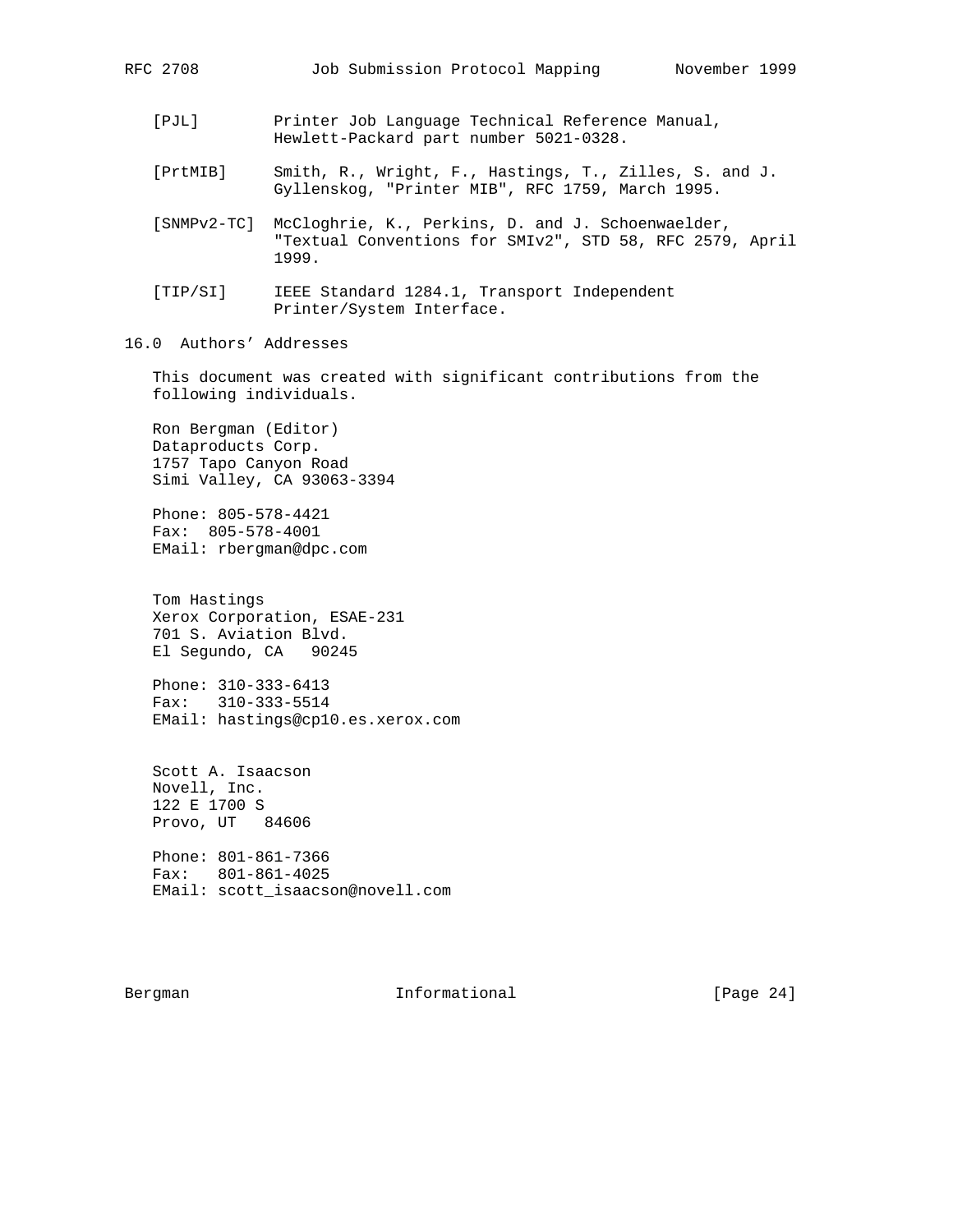[PJL] Printer Job Language Technical Reference Manual, Hewlett-Packard part number 5021-0328.

[PrtMIB] Smith, R., Wright, F., Hastings, T., Zilles, S. and J. Gyllenskog, "Printer MIB", RFC 1759, March 1995.

[SNMPv2-TC] McCloghrie, K., Perkins, D. and J. Schoenwaelder, "Textual Conventions for SMIv2", STD 58, RFC 2579, April 1999.

[TIP/SI] IEEE Standard 1284.1, Transport Independent Printer/System Interface.

## 16.0 Authors' Addresses

This document was created with significant contributions from the following individuals.

Ron Bergman (Editor)
Dataproducts Corp.
1757 Tapo Canyon Road
Simi Valley, CA 93063-3394

Phone: 805-578-4421
Fax: 805-578-4001
EMail: rbergman@dpc.com

Tom Hastings
Xerox Corporation, ESAE-231
701 S. Aviation Blvd.
El Segundo, CA 90245

Phone: 310-333-6413
Fax: 310-333-5514
EMail: hastings@cp10.es.xerox.com

Scott A. Isaacson
Novell, Inc.
122 E 1700 S
Provo, UT 84606

Phone: 801-861-7366
Fax: 801-861-4025
EMail: scott_isaacson@novell.com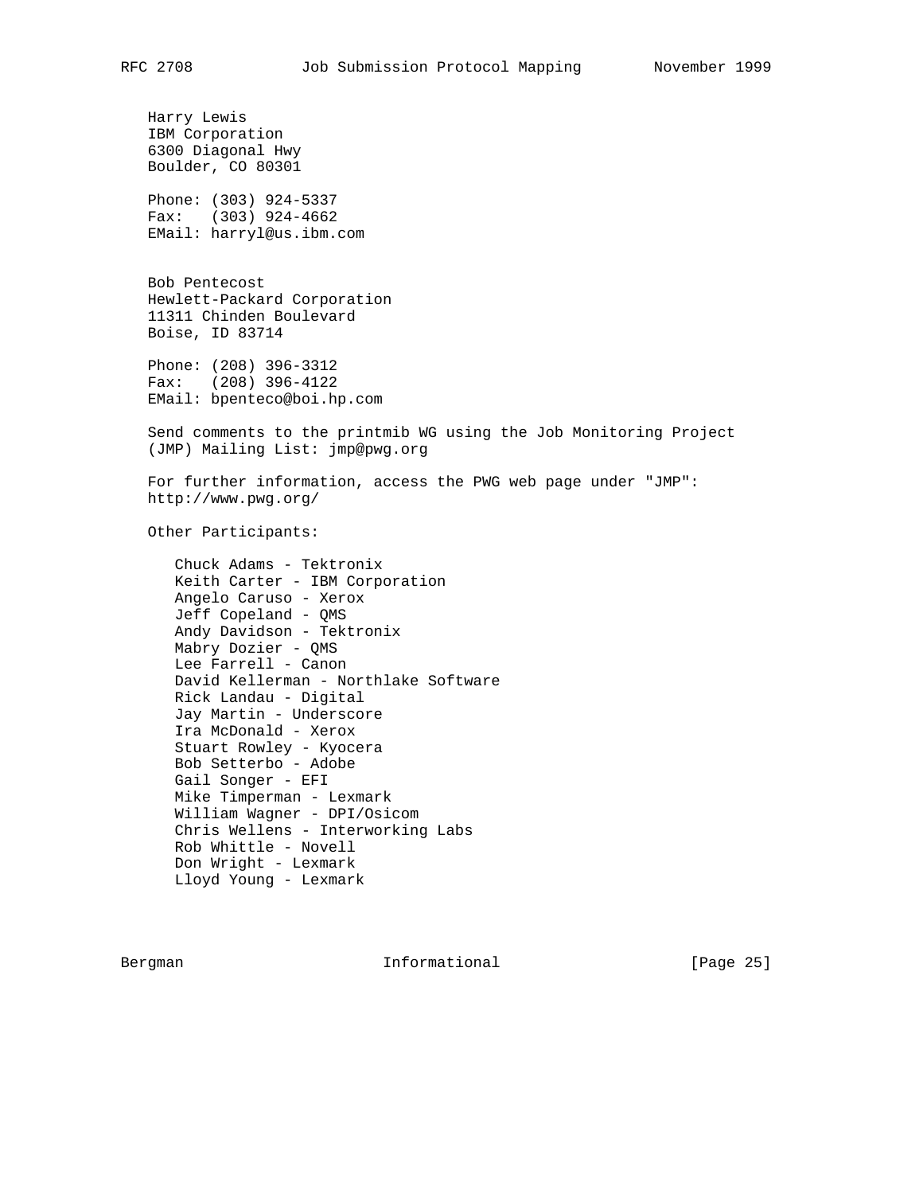Harry Lewis
IBM Corporation
6300 Diagonal Hwy
Boulder, CO 80301

Phone: (303) 924-5337
Fax: (303) 924-4662
EMail: harryl@us.ibm.com

Bob Pentecost
Hewlett-Packard Corporation
11311 Chinden Boulevard
Boise, ID 83714

Phone: (208) 396-3312
Fax: (208) 396-4122
EMail: bpenteco@boi.hp.com

Send comments to the printmib WG using the Job Monitoring Project (JMP) Mailing List: jmp@pwg.org

For further information, access the PWG web page under "JMP": http://www.pwg.org/

Other Participants:

- Chuck Adams - Tektronix
- Keith Carter - IBM Corporation
- Angelo Caruso - Xerox
- Jeff Copeland - QMS
- Andy Davidson - Tektronix
- Mabry Dozier - QMS
- Lee Farrell - Canon
- David Kellerman - Northlake Software
- Rick Landau - Digital
- Jay Martin - Underscore
- Ira McDonald - Xerox
- Stuart Rowley - Kyocera
- Bob Setterbo - Adobe
- Gail Songer - EFI
- Mike Timperman - Lexmark
- William Wagner - DPI/Osicom
- Chris Wellens - Interworking Labs
- Rob Whittle - Novell
- Don Wright - Lexmark
- Lloyd Young - Lexmark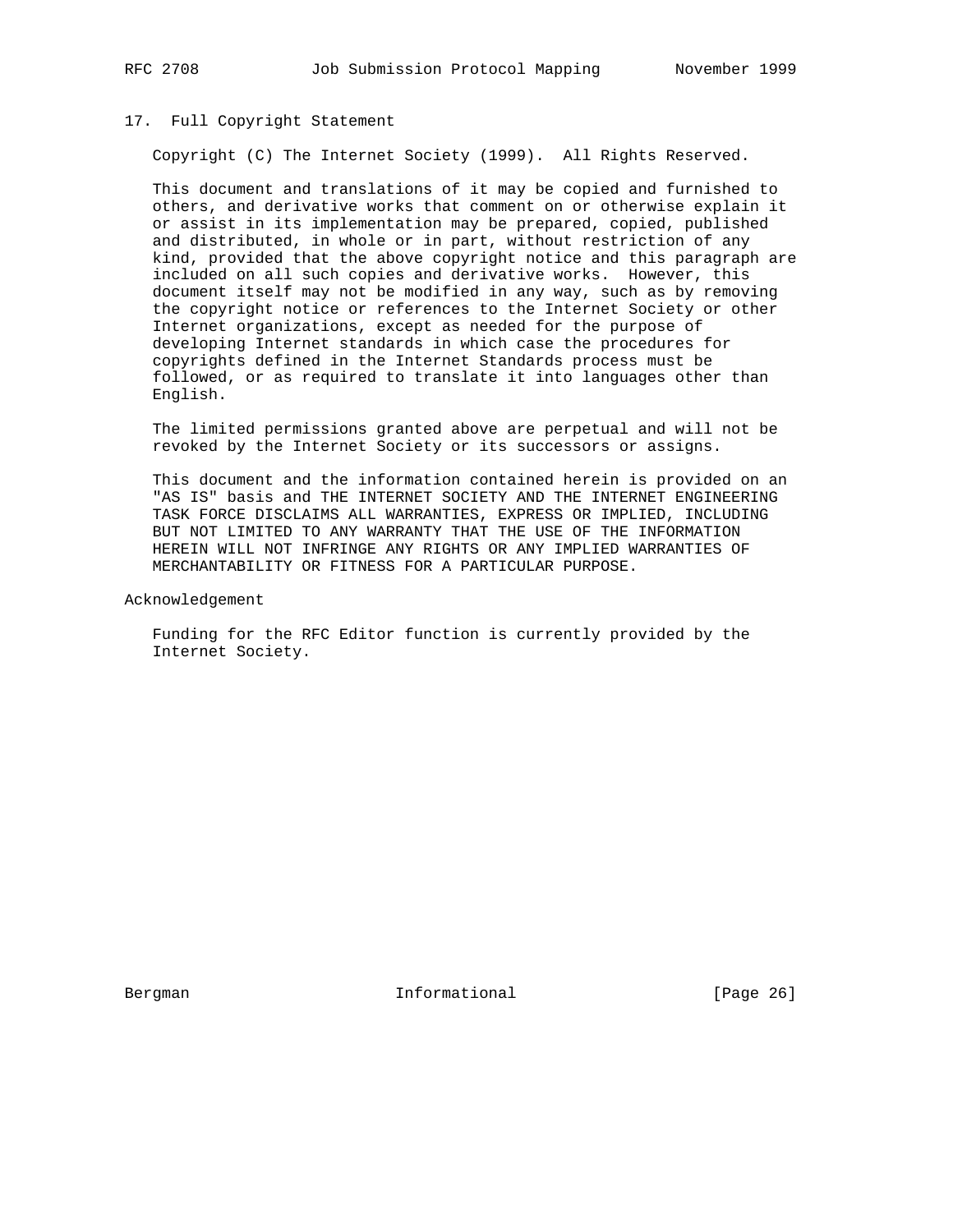## 17. Full Copyright Statement

Copyright (C) The Internet Society (1999). All Rights Reserved.

This document and translations of it may be copied and furnished to others, and derivative works that comment on or otherwise explain it or assist in its implementation may be prepared, copied, published and distributed, in whole or in part, without restriction of any kind, provided that the above copyright notice and this paragraph are included on all such copies and derivative works. However, this document itself may not be modified in any way, such as by removing the copyright notice or references to the Internet Society or other Internet organizations, except as needed for the purpose of developing Internet standards in which case the procedures for copyrights defined in the Internet Standards process must be followed, or as required to translate it into languages other than English.

The limited permissions granted above are perpetual and will not be revoked by the Internet Society or its successors or assigns.

This document and the information contained herein is provided on an "AS IS" basis and THE INTERNET SOCIETY AND THE INTERNET ENGINEERING TASK FORCE DISCLAIMS ALL WARRANTIES, EXPRESS OR IMPLIED, INCLUDING BUT NOT LIMITED TO ANY WARRANTY THAT THE USE OF THE INFORMATION HEREIN WILL NOT INFRINGE ANY RIGHTS OR ANY IMPLIED WARRANTIES OF MERCHANTABILITY OR FITNESS FOR A PARTICULAR PURPOSE.

## Acknowledgement

Funding for the RFC Editor function is currently provided by the Internet Society.